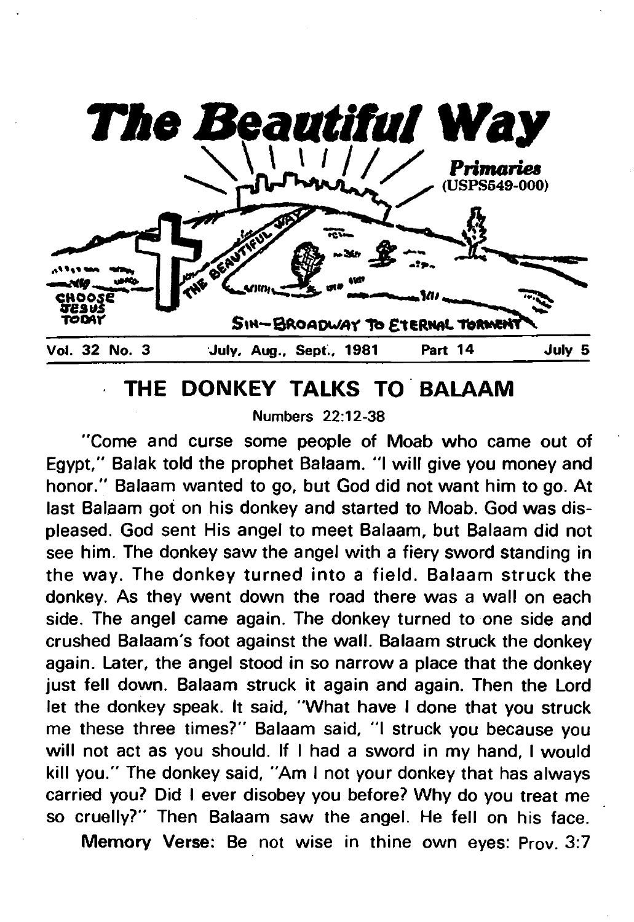# The Beautiful Way

*Primaries*
(USPS549-000)

CHOOSE JESUS TODAY

THE BEAUTIFUL WAY

SIN—BROADWAY TO ETERNAL TORMENT

Vol. 32 No. 3 | July, Aug., Sept., 1981 | Part 14 | July 5

## THE DONKEY TALKS TO BALAAM

Numbers 22:12-38

"Come and curse some people of Moab who came out of Egypt," Balak told the prophet Balaam. "I will give you money and honor." Balaam wanted to go, but God did not want him to go. At last Balaam got on his donkey and started to Moab. God was displeased. God sent His angel to meet Balaam, but Balaam did not see him. The donkey saw the angel with a fiery sword standing in the way. The donkey turned into a field. Balaam struck the donkey. As they went down the road there was a wall on each side. The angel came again. The donkey turned to one side and crushed Balaam's foot against the wall. Balaam struck the donkey again. Later, the angel stood in so narrow a place that the donkey just fell down. Balaam struck it again and again. Then the Lord let the donkey speak. It said, "What have I done that you struck me these three times?" Balaam said, "I struck you because you will not act as you should. If I had a sword in my hand, I would kill you." The donkey said, "Am I not your donkey that has always carried you? Did I ever disobey you before? Why do you treat me so cruelly?" Then Balaam saw the angel. He fell on his face.

**Memory Verse:** Be not wise in thine own eyes: Prov. 3:7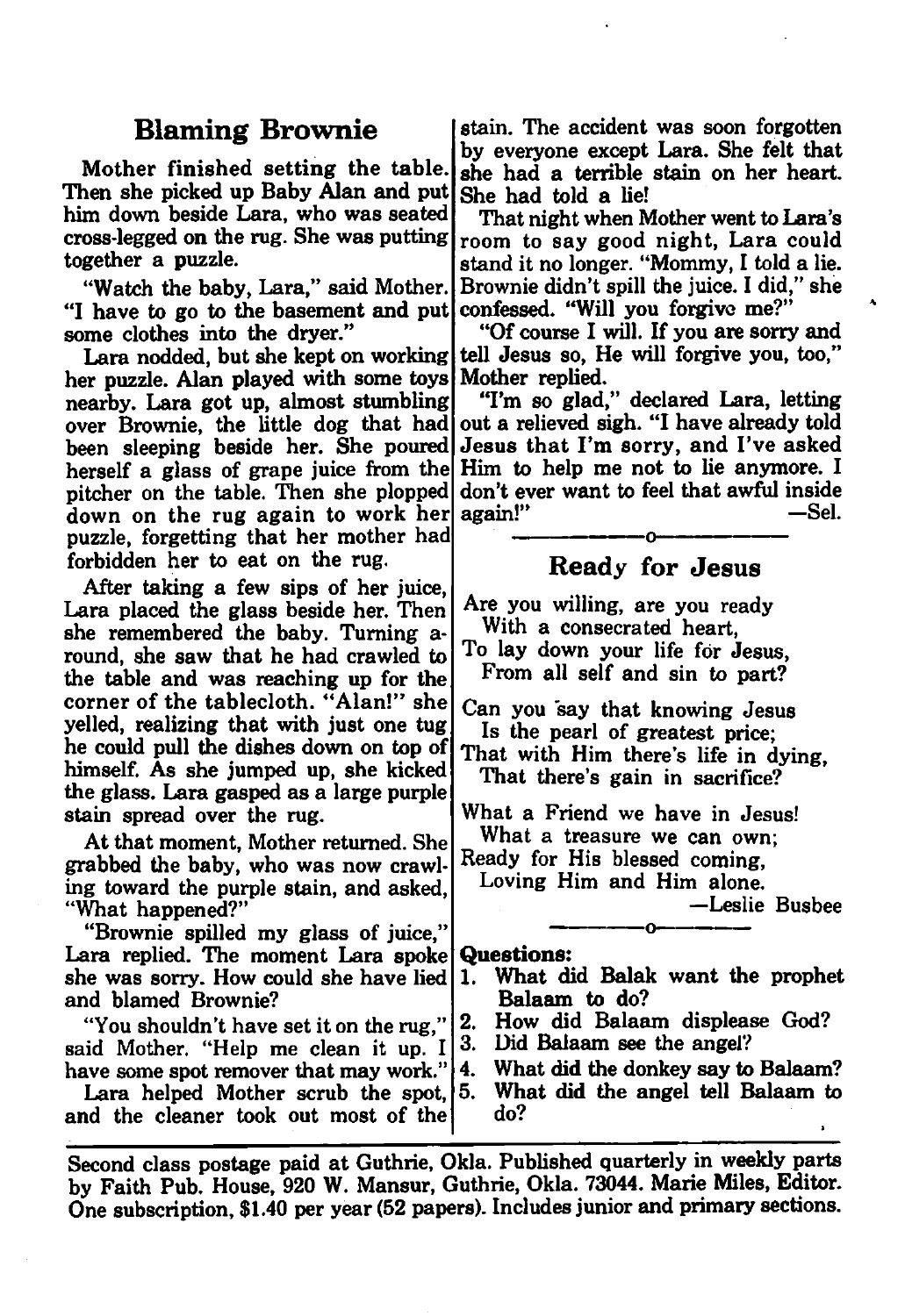## Blaming Brownie

Mother finished setting the table. Then she picked up Baby Alan and put him down beside Lara, who was seated cross-legged on the rug. She was putting together a puzzle.

"Watch the baby, Lara," said Mother. "I have to go to the basement and put some clothes into the dryer."

Lara nodded, but she kept on working her puzzle. Alan played with some toys nearby. Lara got up, almost stumbling over Brownie, the little dog that had been sleeping beside her. She poured herself a glass of grape juice from the pitcher on the table. Then she plopped down on the rug again to work her puzzle, forgetting that her mother had forbidden her to eat on the rug.

After taking a few sips of her juice, Lara placed the glass beside her. Then she remembered the baby. Turning around, she saw that he had crawled to the table and was reaching up for the corner of the tablecloth. "Alan!" she yelled, realizing that with just one tug he could pull the dishes down on top of himself. As she jumped up, she kicked the glass. Lara gasped as a large purple stain spread over the rug.

At that moment, Mother returned. She grabbed the baby, who was now crawling toward the purple stain, and asked, "What happened?"

"Brownie spilled my glass of juice," Lara replied. The moment Lara spoke she was sorry. How could she have lied and blamed Brownie?

"You shouldn't have set it on the rug," said Mother. "Help me clean it up. I have some spot remover that may work."

Lara helped Mother scrub the spot, and the cleaner took out most of the stain. The accident was soon forgotten by everyone except Lara. She felt that she had a terrible stain on her heart. She had told a lie!

That night when Mother went to Lara's room to say good night, Lara could stand it no longer. "Mommy, I told a lie. Brownie didn't spill the juice. I did," she confessed. "Will you forgive me?"

"Of course I will. If you are sorry and tell Jesus so, He will forgive you, too," Mother replied.

"I'm so glad," declared Lara, letting out a relieved sigh. "I have already told Jesus that I'm sorry, and I've asked Him to help me not to lie anymore. I don't ever want to feel that awful inside again!" —Sel.

---

## Ready for Jesus

Are you willing, are you ready
With a consecrated heart,
To lay down your life for Jesus,
From all self and sin to part?

Can you say that knowing Jesus
Is the pearl of greatest price;
That with Him there's life in dying,
That there's gain in sacrifice?

What a Friend we have in Jesus!
What a treasure we can own;
Ready for His blessed coming,
Loving Him and Him alone.

—Leslie Busbee

---

**Questions:**

1. What did Balak want the prophet Balaam to do?
2. How did Balaam displease God?
3. Did Balaam see the angel?
4. What did the donkey say to Balaam?
5. What did the angel tell Balaam to do?

---

Second class postage paid at Guthrie, Okla. Published quarterly in weekly parts by Faith Pub. House, 920 W. Mansur, Guthrie, Okla. 73044. Marie Miles, Editor. One subscription, $1.40 per year (52 papers). Includes junior and primary sections.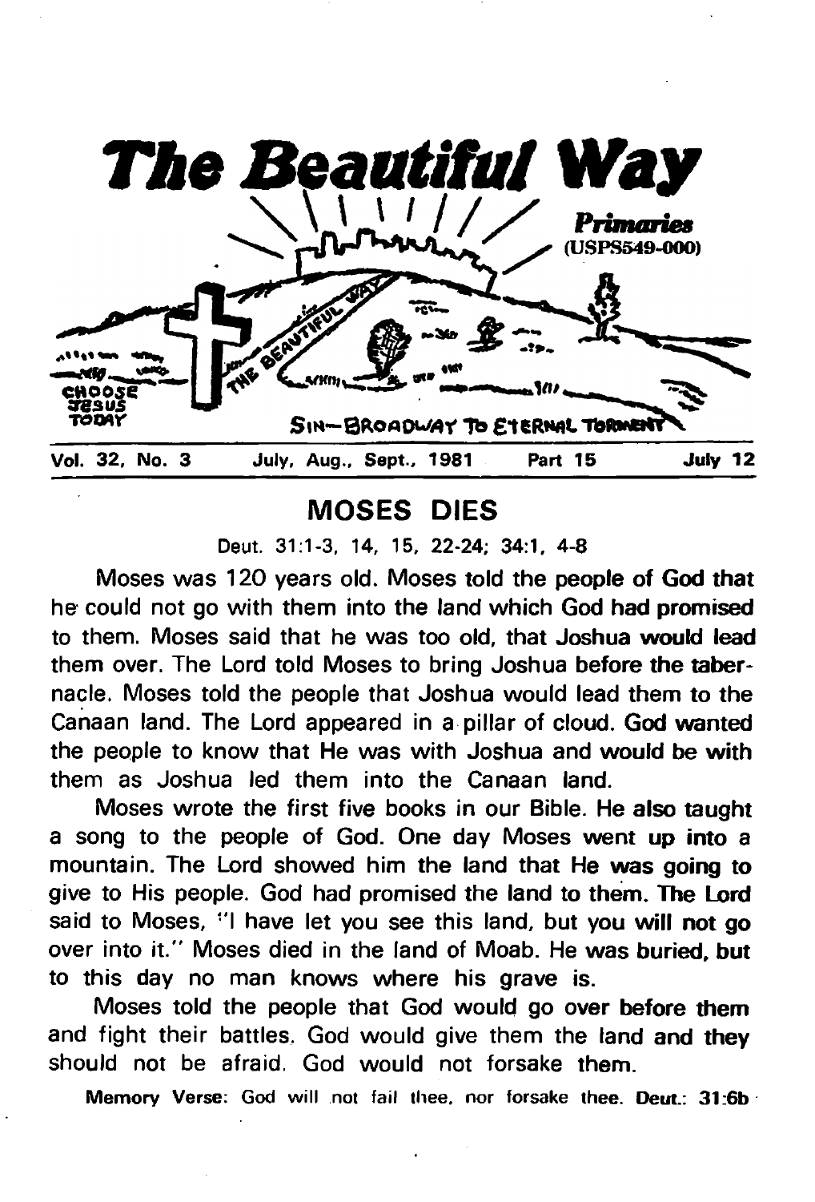# The Beautiful Way

*Primaries* (USPS549-000)

CHOOSE JESUS TODAY

SIN—BROADWAY TO ETERNAL TORMENT

THE BEAUTIFUL WAY

Vol. 32, No. 3 July, Aug., Sept., 1981 Part 15 July 12

## MOSES DIES

Deut. 31:1-3, 14, 15, 22-24; 34:1, 4-8

Moses was 120 years old. Moses told the people of God that he could not go with them into the land which God had promised to them. Moses said that he was too old, that Joshua would lead them over. The Lord told Moses to bring Joshua before the tabernacle. Moses told the people that Joshua would lead them to the Canaan land. The Lord appeared in a pillar of cloud. God wanted the people to know that He was with Joshua and would be with them as Joshua led them into the Canaan land.

Moses wrote the first five books in our Bible. He also taught a song to the people of God. One day Moses went up into a mountain. The Lord showed him the land that He was going to give to His people. God had promised the land to them. The Lord said to Moses, "I have let you see this land, but you will not go over into it." Moses died in the land of Moab. He was buried, but to this day no man knows where his grave is.

Moses told the people that God would go over before them and fight their battles. God would give them the land and they should not be afraid. God would not forsake them.

**Memory Verse:** God will not fail thee, nor forsake thee. **Deut.: 31:6b**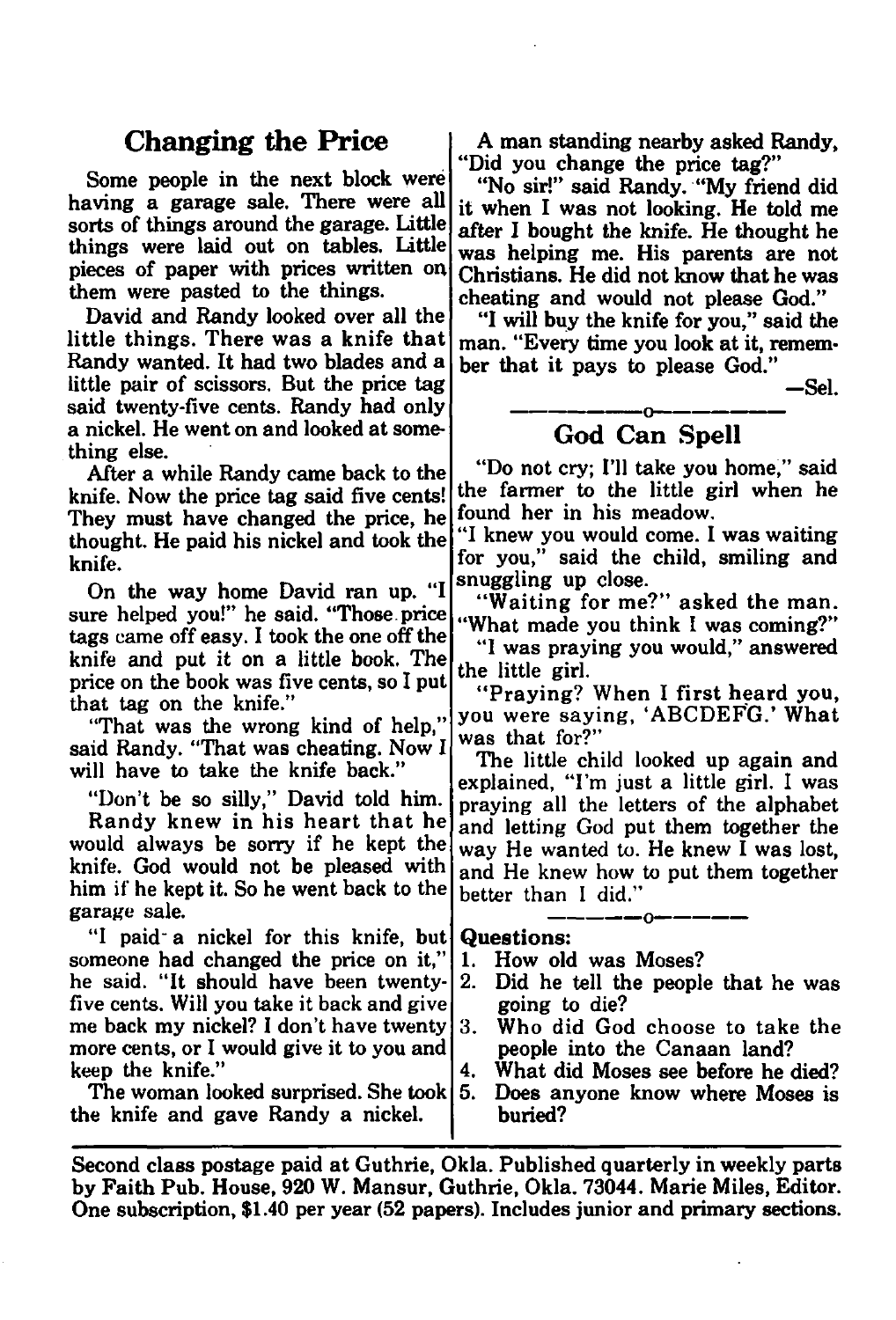## Changing the Price

Some people in the next block were having a garage sale. There were all sorts of things around the garage. Little things were laid out on tables. Little pieces of paper with prices written on them were pasted to the things.

David and Randy looked over all the little things. There was a knife that Randy wanted. It had two blades and a little pair of scissors. But the price tag said twenty-five cents. Randy had only a nickel. He went on and looked at something else.

After a while Randy came back to the knife. Now the price tag said five cents! They must have changed the price, he thought. He paid his nickel and took the knife.

On the way home David ran up. "I sure helped you!" he said. "Those price tags came off easy. I took the one off the knife and put it on a little book. The price on the book was five cents, so I put that tag on the knife."

"That was the wrong kind of help," said Randy. "That was cheating. Now I will have to take the knife back."

"Don't be so silly," David told him.

Randy knew in his heart that he would always be sorry if he kept the knife. God would not be pleased with him if he kept it. So he went back to the garage sale.

"I paid a nickel for this knife, but someone had changed the price on it," he said. "It should have been twenty-five cents. Will you take it back and give me back my nickel? I don't have twenty more cents, or I would give it to you and keep the knife."

The woman looked surprised. She took the knife and gave Randy a nickel.

A man standing nearby asked Randy, "Did you change the price tag?"

"No sir!" said Randy. "My friend did it when I was not looking. He told me after I bought the knife. He thought he was helping me. His parents are not Christians. He did not know that he was cheating and would not please God."

"I will buy the knife for you," said the man. "Every time you look at it, remember that it pays to please God."

—Sel.

---

## God Can Spell

"Do not cry; I'll take you home," said the farmer to the little girl when he found her in his meadow.

"I knew you would come. I was waiting for you," said the child, smiling and snuggling up close.

"Waiting for me?" asked the man. "What made you think I was coming?"

"I was praying you would," answered the little girl.

"Praying? When I first heard you, you were saying, 'ABCDEFG.' What was that for?"

The little child looked up again and explained, "I'm just a little girl. I was praying all the letters of the alphabet and letting God put them together the way He wanted to. He knew I was lost, and He knew how to put them together better than I did."

---

**Questions:**

1. How old was Moses?
2. Did he tell the people that he was going to die?
3. Who did God choose to take the people into the Canaan land?
4. What did Moses see before he died?
5. Does anyone know where Moses is buried?

---

**Second class postage paid at Guthrie, Okla. Published quarterly in weekly parts by Faith Pub. House, 920 W. Mansur, Guthrie, Okla. 73044. Marie Miles, Editor. One subscription, $1.40 per year (52 papers). Includes junior and primary sections.**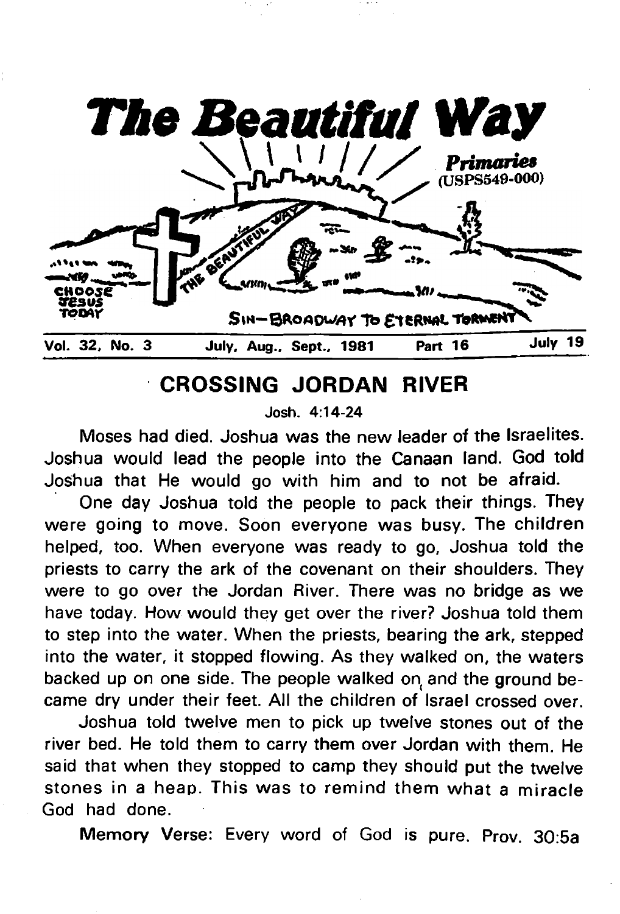# The Beautiful Way

*Primaries* (USPS549-000)

CHOOSE JESUS TODAY

THE BEAUTIFUL WAY

SIN—BROADWAY TO ETERNAL TORMENT

Vol. 32, No. 3 July, Aug., Sept., 1981 Part 16 July 19

## CROSSING JORDAN RIVER

Josh. 4:14-24

Moses had died. Joshua was the new leader of the Israelites. Joshua would lead the people into the Canaan land. God told Joshua that He would go with him and to not be afraid.

One day Joshua told the people to pack their things. They were going to move. Soon everyone was busy. The children helped, too. When everyone was ready to go, Joshua told the priests to carry the ark of the covenant on their shoulders. They were to go over the Jordan River. There was no bridge as we have today. How would they get over the river? Joshua told them to step into the water. When the priests, bearing the ark, stepped into the water, it stopped flowing. As they walked on, the waters backed up on one side. The people walked on and the ground became dry under their feet. All the children of Israel crossed over.

Joshua told twelve men to pick up twelve stones out of the river bed. He told them to carry them over Jordan with them. He said that when they stopped to camp they should put the twelve stones in a heap. This was to remind them what a miracle God had done.

Memory Verse: Every word of God is pure. Prov. 30:5a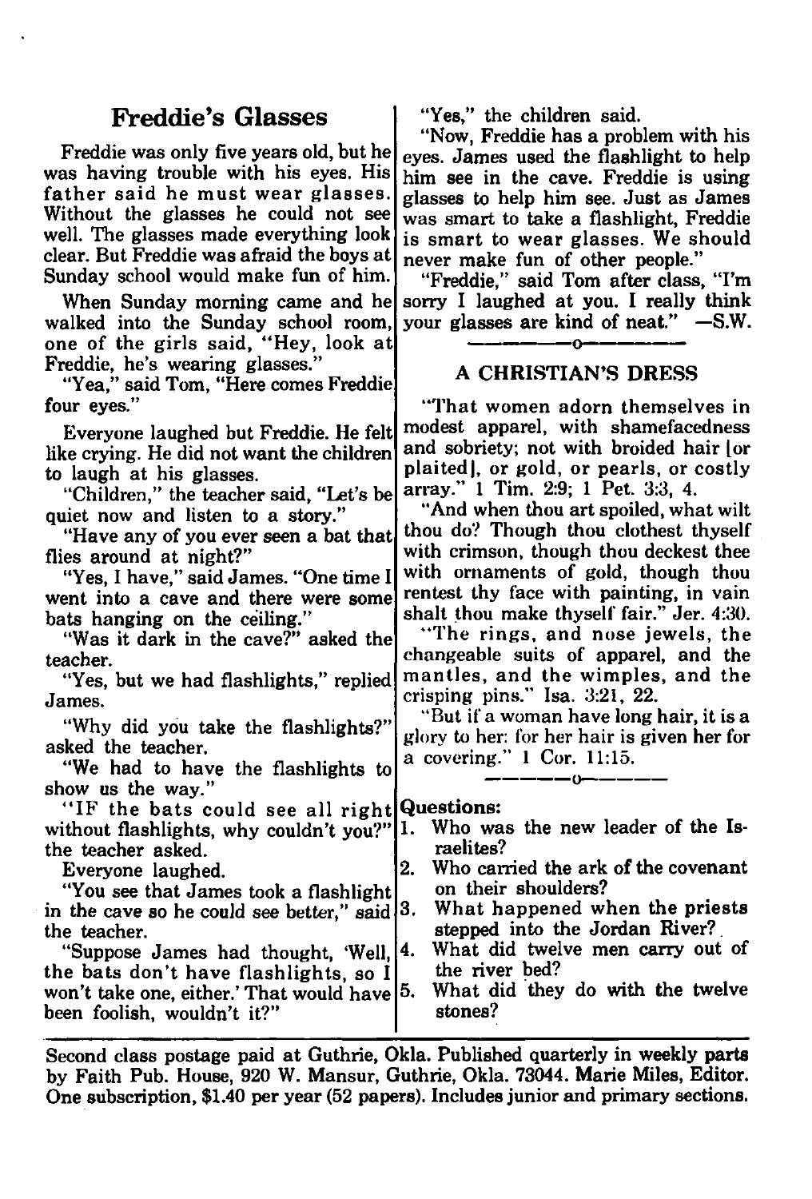## Freddie's Glasses

Freddie was only five years old, but he was having trouble with his eyes. His father said he must wear glasses. Without the glasses he could not see well. The glasses made everything look clear. But Freddie was afraid the boys at Sunday school would make fun of him.

When Sunday morning came and he walked into the Sunday school room, one of the girls said, "Hey, look at Freddie, he's wearing glasses."

"Yea," said Tom, "Here comes Freddie four eyes."

Everyone laughed but Freddie. He felt like crying. He did not want the children to laugh at his glasses.

"Children," the teacher said, "Let's be quiet now and listen to a story."

"Have any of you ever seen a bat that flies around at night?"

"Yes, I have," said James. "One time I went into a cave and there were some bats hanging on the ceiling."

"Was it dark in the cave?" asked the teacher.

"Yes, but we had flashlights," replied James.

"Why did you take the flashlights?" asked the teacher.

"We had to have the flashlights to show us the way."

"IF the bats could see all right without flashlights, why couldn't you?" the teacher asked.

Everyone laughed.

"You see that James took a flashlight in the cave so he could see better," said the teacher.

"Suppose James had thought, 'Well, the bats don't have flashlights, so I won't take one, either.' That would have been foolish, wouldn't it?"

"Yes," the children said.

"Now, Freddie has a problem with his eyes. James used the flashlight to help him see in the cave. Freddie is using glasses to help him see. Just as James was smart to take a flashlight, Freddie is smart to wear glasses. We should never make fun of other people."

"Freddie," said Tom after class, "I'm sorry I laughed at you. I really think your glasses are kind of neat." —S.W.

---

### A CHRISTIAN'S DRESS

"That women adorn themselves in modest apparel, with shamefacedness and sobriety; not with broided hair [or plaited], or gold, or pearls, or costly array." 1 Tim. 2:9; 1 Pet. 3:3, 4.

"And when thou art spoiled, what wilt thou do? Though thou clothest thyself with crimson, though thou deckest thee with ornaments of gold, though thou rentest thy face with painting, in vain shalt thou make thyself fair." Jer. 4:30.

"The rings, and nose jewels, the changeable suits of apparel, and the mantles, and the wimples, and the crisping pins." Isa. 3:21, 22.

"But if a woman have long hair, it is a glory to her: for her hair is given her for a covering." 1 Cor. 11:15.

---

**Questions:**

1. Who was the new leader of the Israelites?
2. Who carried the ark of the covenant on their shoulders?
3. What happened when the priests stepped into the Jordan River?
4. What did twelve men carry out of the river bed?
5. What did they do with the twelve stones?

---

**Second class postage paid at Guthrie, Okla. Published quarterly in weekly parts by Faith Pub. House, 920 W. Mansur, Guthrie, Okla. 73044. Marie Miles, Editor. One subscription, $1.40 per year (52 papers). Includes junior and primary sections.**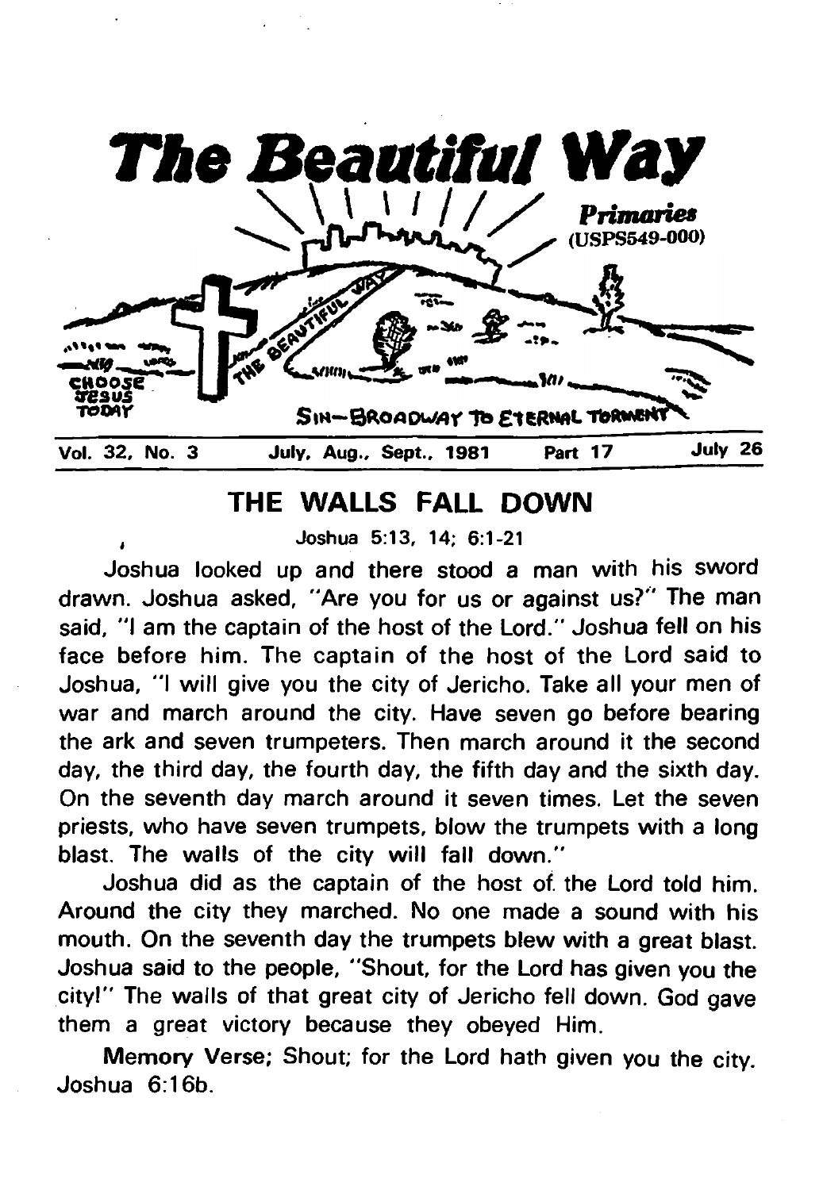# The Beautiful Way

*Primaries*
(USPS549-000)

CHOOSE JESUS TODAY

SIN—BROADWAY TO ETERNAL TORMENT

THE BEAUTIFUL WAY

Vol. 32, No. 3 — July, Aug., Sept., 1981 — Part 17 — July 26

## THE WALLS FALL DOWN

Joshua 5:13, 14; 6:1-21

Joshua looked up and there stood a man with his sword drawn. Joshua asked, "Are you for us or against us?" The man said, "I am the captain of the host of the Lord." Joshua fell on his face before him. The captain of the host of the Lord said to Joshua, "I will give you the city of Jericho. Take all your men of war and march around the city. Have seven go before bearing the ark and seven trumpeters. Then march around it the second day, the third day, the fourth day, the fifth day and the sixth day. On the seventh day march around it seven times. Let the seven priests, who have seven trumpets, blow the trumpets with a long blast. The walls of the city will fall down."

Joshua did as the captain of the host of the Lord told him. Around the city they marched. No one made a sound with his mouth. On the seventh day the trumpets blew with a great blast. Joshua said to the people, "Shout, for the Lord has given you the city!" The walls of that great city of Jericho fell down. God gave them a great victory because they obeyed Him.

Memory Verse; Shout; for the Lord hath given you the city. Joshua 6:16b.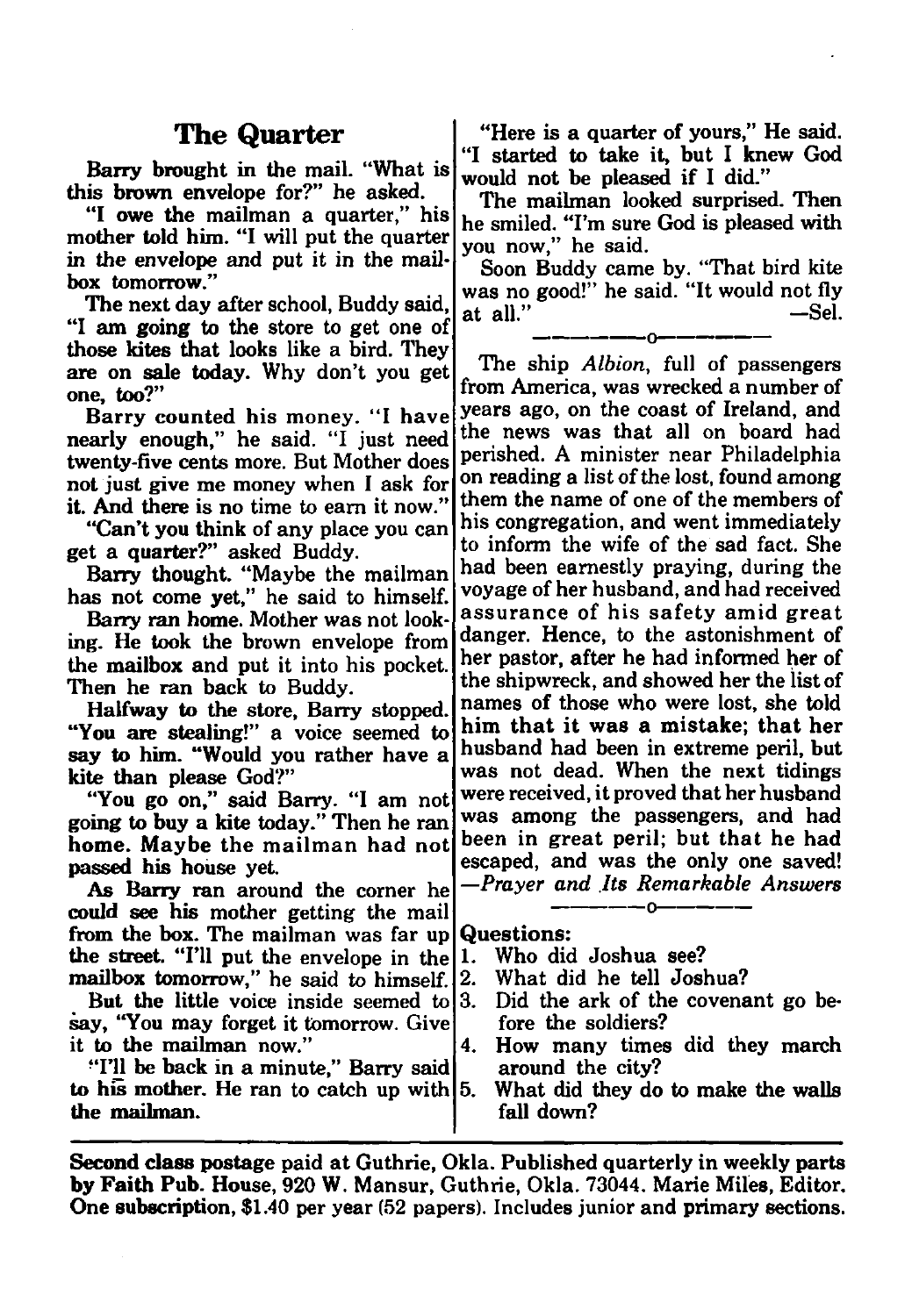## The Quarter

Barry brought in the mail. "What is this brown envelope for?" he asked.

"I owe the mailman a quarter," his mother told him. "I will put the quarter in the envelope and put it in the mailbox tomorrow."

The next day after school, Buddy said, "I am going to the store to get one of those kites that looks like a bird. They are on sale today. Why don't you get one, too?"

Barry counted his money. "I have nearly enough," he said. "I just need twenty-five cents more. But Mother does not just give me money when I ask for it. And there is no time to earn it now."

"Can't you think of any place you can get a quarter?" asked Buddy.

Barry thought. "Maybe the mailman has not come yet," he said to himself.

Barry ran home. Mother was not looking. He took the brown envelope from the mailbox and put it into his pocket. Then he ran back to Buddy.

Halfway to the store, Barry stopped. "You are stealing!" a voice seemed to say to him. "Would you rather have a kite than please God?"

"You go on," said Barry. "I am not going to buy a kite today." Then he ran home. Maybe the mailman had not passed his house yet.

As Barry ran around the corner he could see his mother getting the mail from the box. The mailman was far up the street. "I'll put the envelope in the mailbox tomorrow," he said to himself.

But the little voice inside seemed to say, "You may forget it tomorrow. Give it to the mailman now."

"I'll be back in a minute," Barry said to his mother. He ran to catch up with the mailman.

"Here is a quarter of yours," He said. "I started to take it, but I knew God would not be pleased if I did."

The mailman looked surprised. Then he smiled. "I'm sure God is pleased with you now," he said.

Soon Buddy came by. "That bird kite was no good!" he said. "It would not fly at all." —Sel.

---o---

The ship *Albion*, full of passengers from America, was wrecked a number of years ago, on the coast of Ireland, and the news was that all on board had perished. A minister near Philadelphia on reading a list of the lost, found among them the name of one of the members of his congregation, and went immediately to inform the wife of the sad fact. She had been earnestly praying, during the voyage of her husband, and had received assurance of his safety amid great danger. Hence, to the astonishment of her pastor, after he had informed her of the shipwreck, and showed her the list of names of those who were lost, she told him that it was a mistake; that her husband had been in extreme peril, but was not dead. When the next tidings were received, it proved that her husband was among the passengers, and had been in great peril; but that he had escaped, and was the only one saved!
—*Prayer and Its Remarkable Answers*

---o---

**Questions:**

1. Who did Joshua see?
2. What did he tell Joshua?
3. Did the ark of the covenant go before the soldiers?
4. How many times did they march around the city?
5. What did they do to make the walls fall down?

---

**Second class postage paid at Guthrie, Okla. Published quarterly in weekly parts by Faith Pub. House, 920 W. Mansur, Guthrie, Okla. 73044. Marie Miles, Editor. One subscription,** $1.40 per year (52 papers). Includes junior and primary sections.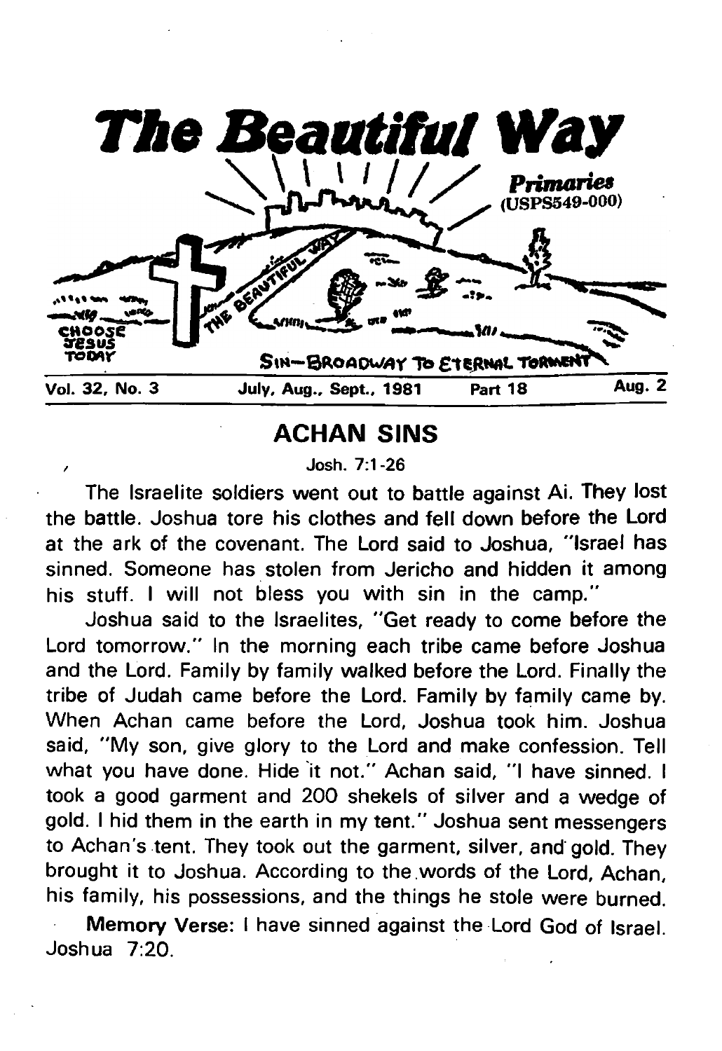# The Beautiful Way

*Primaries*
(USPS549-000)

CHOOSE JESUS TODAY

SIN—BROADWAY TO ETERNAL TORMENT

Vol. 32, No. 3 | July, Aug., Sept., 1981 | Part 18 | Aug. 2

## ACHAN SINS

Josh. 7:1-26

The Israelite soldiers went out to battle against Ai. They lost the battle. Joshua tore his clothes and fell down before the Lord at the ark of the covenant. The Lord said to Joshua, "Israel has sinned. Someone has stolen from Jericho and hidden it among his stuff. I will not bless you with sin in the camp."

Joshua said to the Israelites, "Get ready to come before the Lord tomorrow." In the morning each tribe came before Joshua and the Lord. Family by family walked before the Lord. Finally the tribe of Judah came before the Lord. Family by family came by. When Achan came before the Lord, Joshua took him. Joshua said, "My son, give glory to the Lord and make confession. Tell what you have done. Hide it not." Achan said, "I have sinned. I took a good garment and 200 shekels of silver and a wedge of gold. I hid them in the earth in my tent." Joshua sent messengers to Achan's tent. They took out the garment, silver, and gold. They brought it to Joshua. According to the words of the Lord, Achan, his family, his possessions, and the things he stole were burned.

**Memory Verse:** I have sinned against the Lord God of Israel. Joshua 7:20.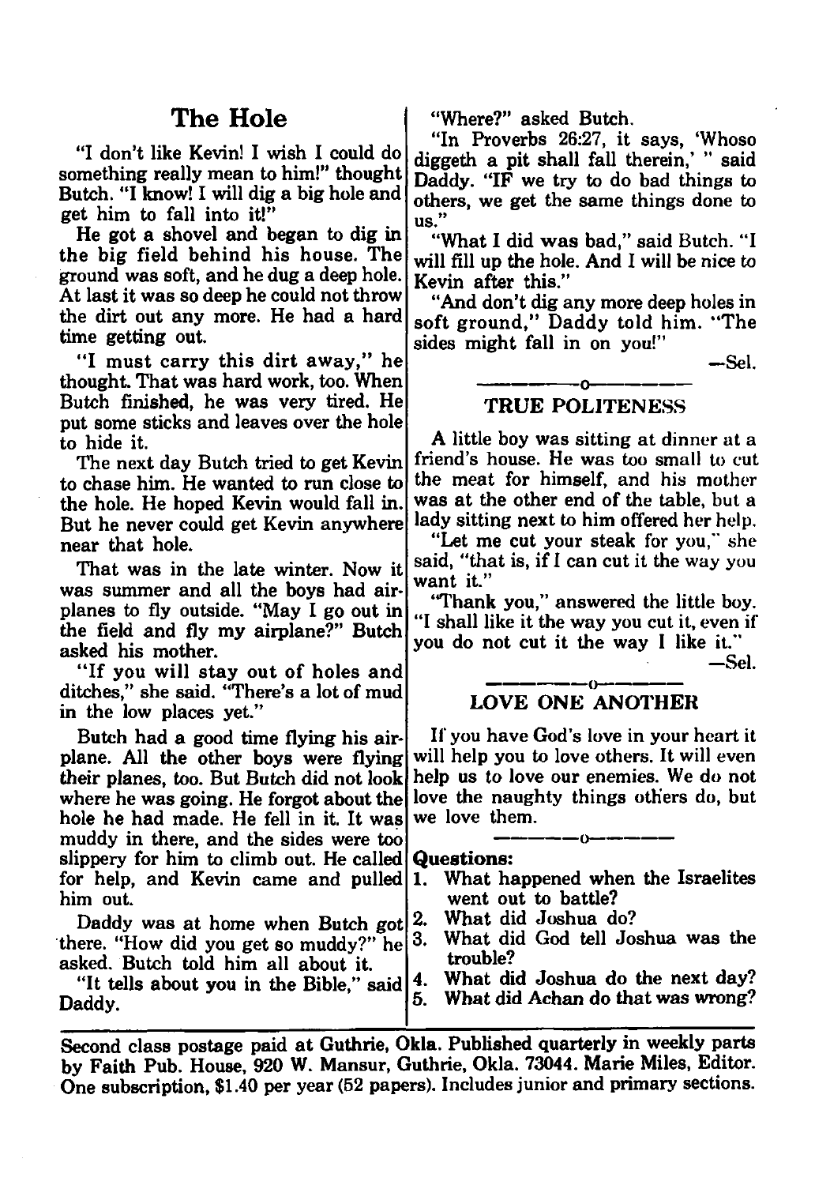## The Hole

"I don't like Kevin! I wish I could do something really mean to him!" thought Butch. "I know! I will dig a big hole and get him to fall into it!"

He got a shovel and began to dig in the big field behind his house. The ground was soft, and he dug a deep hole. At last it was so deep he could not throw the dirt out any more. He had a hard time getting out.

"I must carry this dirt away," he thought. That was hard work, too. When Butch finished, he was very tired. He put some sticks and leaves over the hole to hide it.

The next day Butch tried to get Kevin to chase him. He wanted to run close to the hole. He hoped Kevin would fall in. But he never could get Kevin anywhere near that hole.

That was in the late winter. Now it was summer and all the boys had airplanes to fly outside. "May I go out in the field and fly my airplane?" Butch asked his mother.

"If you will stay out of holes and ditches," she said. "There's a lot of mud in the low places yet."

Butch had a good time flying his airplane. All the other boys were flying their planes, too. But Butch did not look where he was going. He forgot about the hole he had made. He fell in it. It was muddy in there, and the sides were too slippery for him to climb out. He called for help, and Kevin came and pulled him out.

Daddy was at home when Butch got there. "How did you get so muddy?" he asked. Butch told him all about it.

"It tells about you in the Bible," said Daddy.

"Where?" asked Butch.

"In Proverbs 26:27, it says, 'Whoso diggeth a pit shall fall therein,' " said Daddy. "IF we try to do bad things to others, we get the same things done to us."

"What I did was bad," said Butch. "I will fill up the hole. And I will be nice to Kevin after this."

"And don't dig any more deep holes in soft ground," Daddy told him. "The sides might fall in on you!"

—Sel.

## TRUE POLITENESS

A little boy was sitting at dinner at a friend's house. He was too small to cut the meat for himself, and his mother was at the other end of the table, but a lady sitting next to him offered her help.

"Let me cut your steak for you," she said, "that is, if I can cut it the way you want it."

"Thank you," answered the little boy. "I shall like it the way you cut it, even if you do not cut it the way I like it."

—Sel.

## LOVE ONE ANOTHER

If you have God's love in your heart it will help you to love others. It will even help us to love our enemies. We do not love the naughty things others do, but we love them.

**Questions:**

1. What happened when the Israelites went out to battle?
2. What did Joshua do?
3. What did God tell Joshua was the trouble?
4. What did Joshua do the next day?
5. What did Achan do that was wrong?

**Second class postage paid at Guthrie, Okla. Published quarterly in weekly parts by Faith Pub. House, 920 W. Mansur, Guthrie, Okla. 73044. Marie Miles, Editor. One subscription, $1.40 per year (52 papers). Includes junior and primary sections.**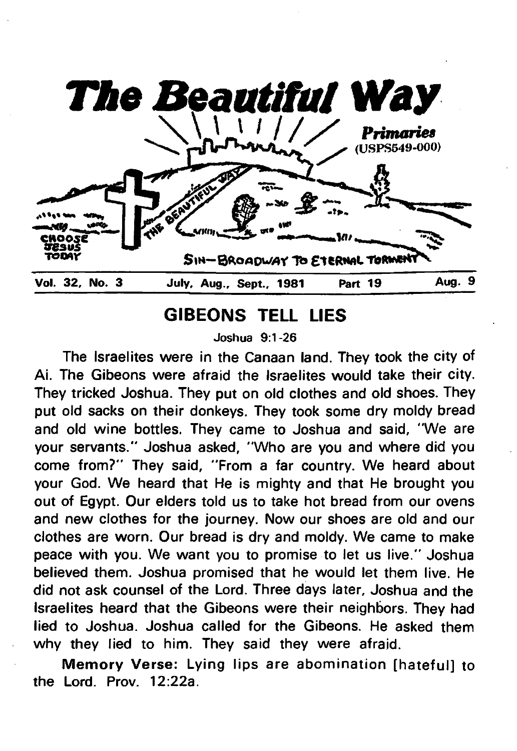# The Beautiful Way

*Primaries* (USPS549-000)

CHOOSE JESUS TODAY

SIN—BROADWAY TO ETERNAL TORMENT

THE BEAUTIFUL WAY

Vol. 32, No. 3 | July, Aug., Sept., 1981 | Part 19 | Aug. 9

## GIBEONS TELL LIES

Joshua 9:1-26

The Israelites were in the Canaan land. They took the city of Ai. The Gibeons were afraid the Israelites would take their city. They tricked Joshua. They put on old clothes and old shoes. They put old sacks on their donkeys. They took some dry moldy bread and old wine bottles. They came to Joshua and said, "We are your servants." Joshua asked, "Who are you and where did you come from?" They said, "From a far country. We heard about your God. We heard that He is mighty and that He brought you out of Egypt. Our elders told us to take hot bread from our ovens and new clothes for the journey. Now our shoes are old and our clothes are worn. Our bread is dry and moldy. We came to make peace with you. We want you to promise to let us live." Joshua believed them. Joshua promised that he would let them live. He did not ask counsel of the Lord. Three days later, Joshua and the Israelites heard that the Gibeons were their neighbors. They had lied to Joshua. Joshua called for the Gibeons. He asked them why they lied to him. They said they were afraid.

**Memory Verse:** Lying lips are abomination [hateful] to the Lord. Prov. 12:22a.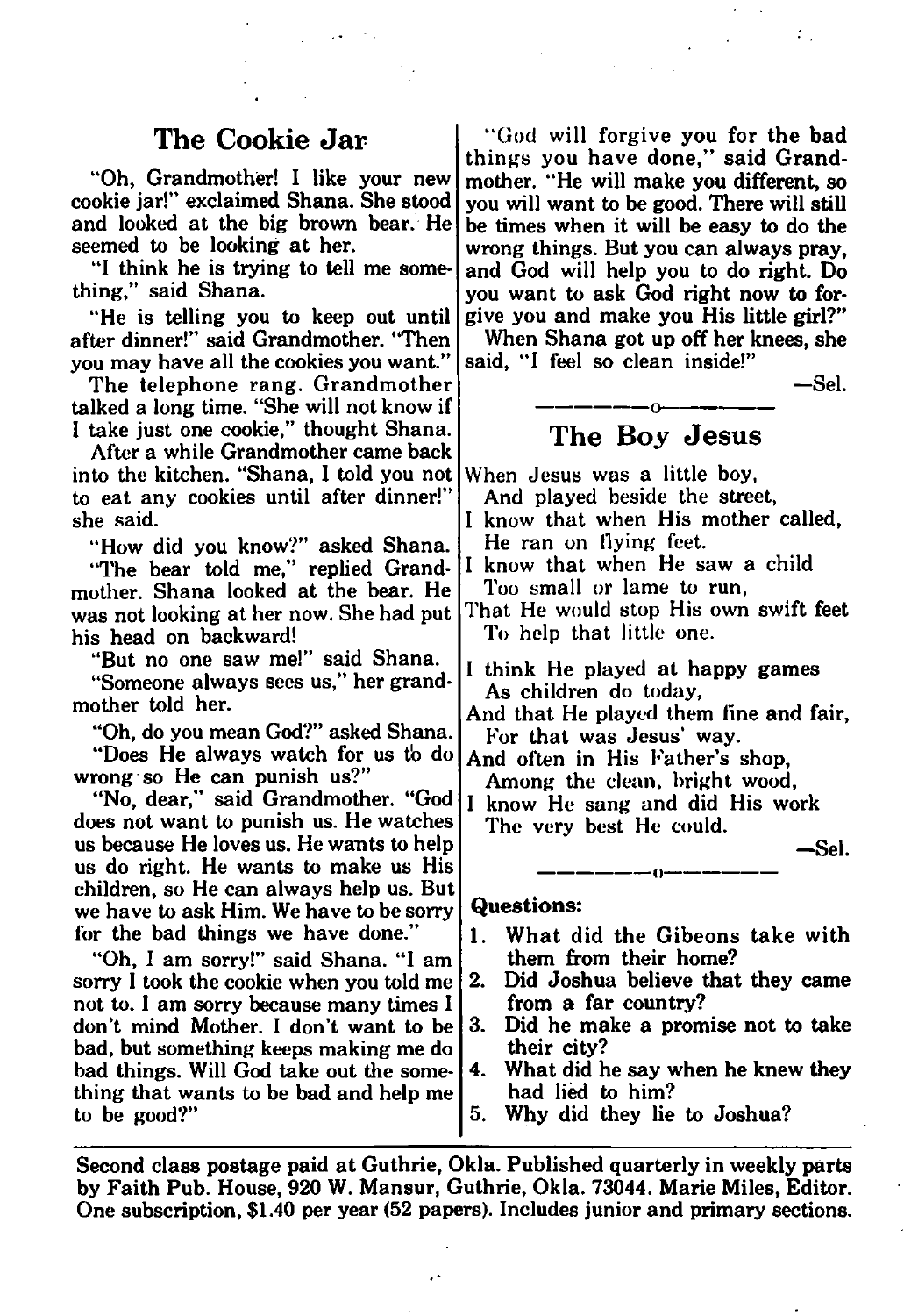## The Cookie Jar

"Oh, Grandmother! I like your new cookie jar!" exclaimed Shana. She stood and looked at the big brown bear. He seemed to be looking at her.

"I think he is trying to tell me something," said Shana.

"He is telling you to keep out until after dinner!" said Grandmother. "Then you may have all the cookies you want."

The telephone rang. Grandmother talked a long time. "She will not know if I take just one cookie," thought Shana.

After a while Grandmother came back into the kitchen. "Shana, I told you not to eat any cookies until after dinner!" she said.

"How did you know?" asked Shana.

"The bear told me," replied Grandmother. Shana looked at the bear. He was not looking at her now. She had put his head on backward!

"But no one saw me!" said Shana.

"Someone always sees us," her grandmother told her.

"Oh, do you mean God?" asked Shana. "Does He always watch for us to do wrong so He can punish us?"

"No, dear," said Grandmother. "God does not want to punish us. He watches us because He loves us. He wants to help us do right. He wants to make us His children, so He can always help us. But we have to ask Him. We have to be sorry for the bad things we have done."

"Oh, I am sorry!" said Shana. "I am sorry I took the cookie when you told me not to. I am sorry because many times I don't mind Mother. I don't want to be bad, but something keeps making me do bad things. Will God take out the something that wants to be bad and help me to be good?"

"God will forgive you for the bad things you have done," said Grandmother. "He will make you different, so you will want to be good. There will still be times when it will be easy to do the wrong things. But you can always pray, and God will help you to do right. Do you want to ask God right now to forgive you and make you His little girl?"

When Shana got up off her knees, she said, "I feel so clean inside!"

—Sel.

## The Boy Jesus

When Jesus was a little boy,
And played beside the street,
I know that when His mother called,
He ran on flying feet.
I know that when He saw a child
Too small or lame to run,
That He would stop His own swift feet
To help that little one.

I think He played at happy games
As children do today,
And that He played them fine and fair,
For that was Jesus' way.
And often in His Father's shop,
Among the clean, bright wood,
I know He sang and did His work
The very best He could.

—Sel.

**Questions:**

1. What did the Gibeons take with them from their home?
2. Did Joshua believe that they came from a far country?
3. Did he make a promise not to take their city?
4. What did he say when he knew they had lied to him?
5. Why did they lie to Joshua?

**Second class postage paid at Guthrie, Okla. Published quarterly in weekly parts by Faith Pub. House, 920 W. Mansur, Guthrie, Okla. 73044. Marie Miles, Editor. One subscription, $1.40 per year (52 papers). Includes junior and primary sections.**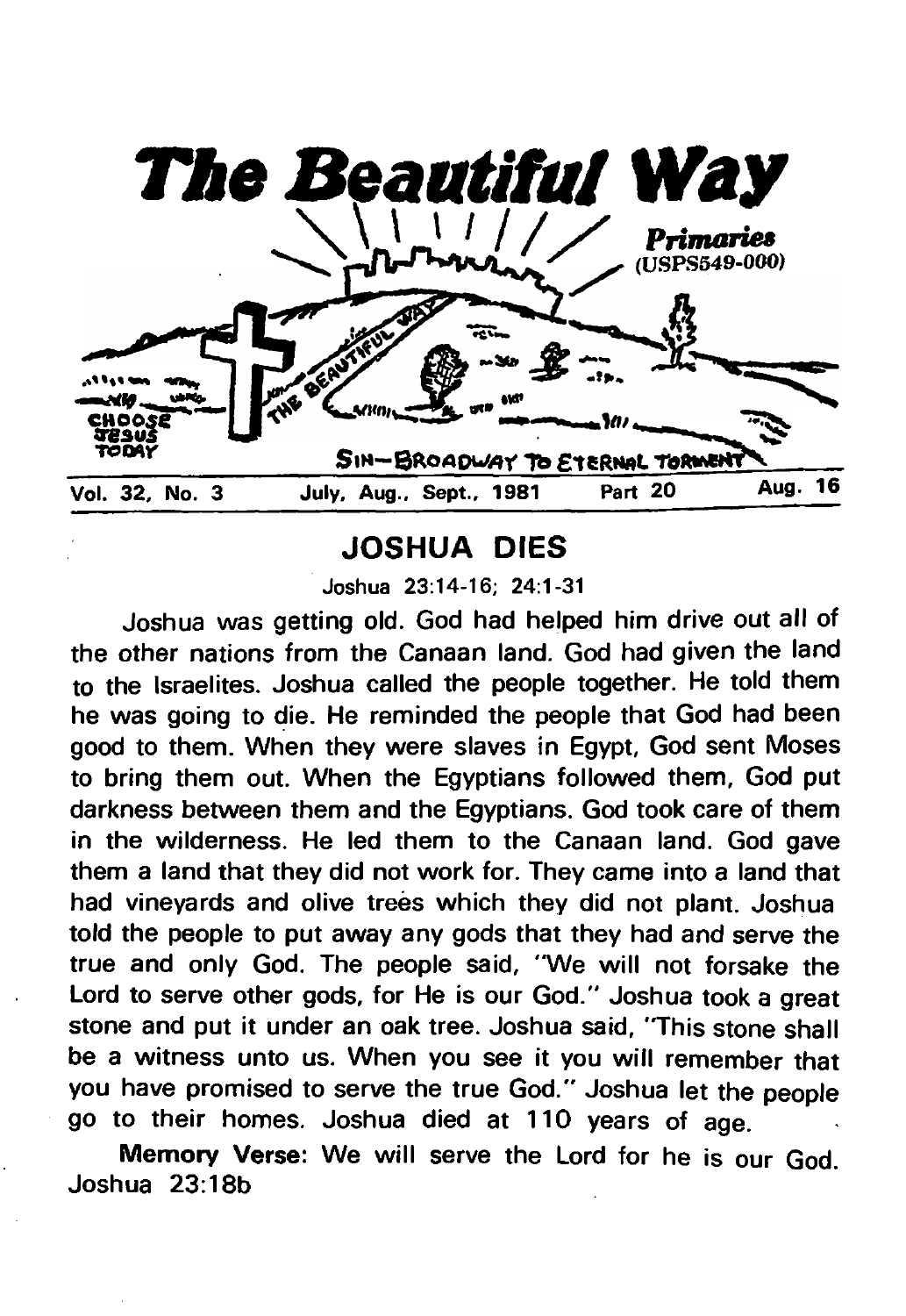# The Beautiful Way

*Primaries*
(USPS549-000)

CHOOSE JESUS TODAY

SIN—BROADWAY TO ETERNAL TORMENT

Vol. 32, No. 3 July, Aug., Sept., 1981 Part 20 Aug. 16

## JOSHUA DIES

Joshua 23:14-16; 24:1-31

Joshua was getting old. God had helped him drive out all of the other nations from the Canaan land. God had given the land to the Israelites. Joshua called the people together. He told them he was going to die. He reminded the people that God had been good to them. When they were slaves in Egypt, God sent Moses to bring them out. When the Egyptians followed them, God put darkness between them and the Egyptians. God took care of them in the wilderness. He led them to the Canaan land. God gave them a land that they did not work for. They came into a land that had vineyards and olive trees which they did not plant. Joshua told the people to put away any gods that they had and serve the true and only God. The people said, "We will not forsake the Lord to serve other gods, for He is our God." Joshua took a great stone and put it under an oak tree. Joshua said, "This stone shall be a witness unto us. When you see it you will remember that you have promised to serve the true God." Joshua let the people go to their homes. Joshua died at 110 years of age.

**Memory Verse:** We will serve the Lord for he is our God. Joshua 23:18b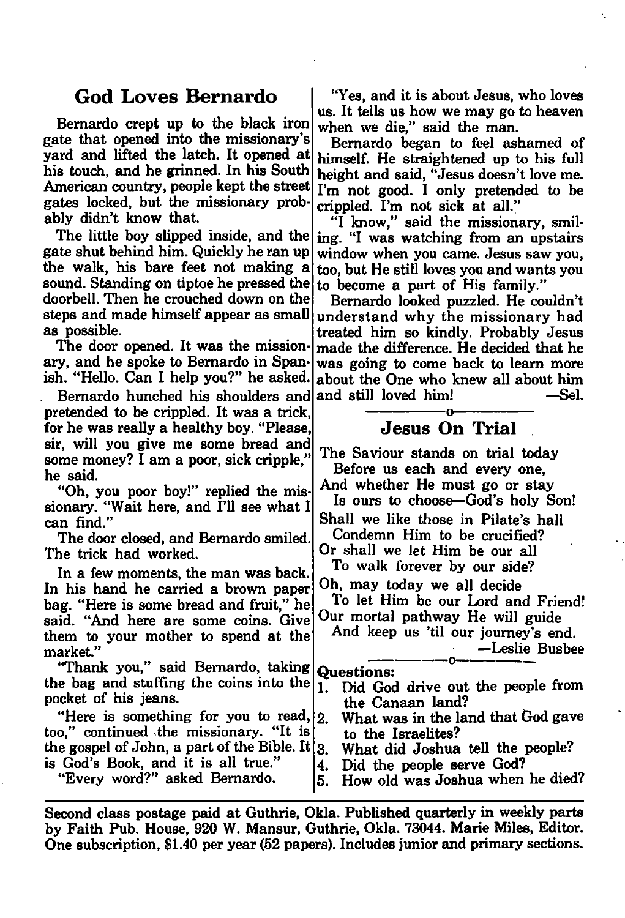## God Loves Bernardo

Bernardo crept up to the black iron gate that opened into the missionary's yard and lifted the latch. It opened at his touch, and he grinned. In his South American country, people kept the street gates locked, but the missionary probably didn't know that.

The little boy slipped inside, and the gate shut behind him. Quickly he ran up the walk, his bare feet not making a sound. Standing on tiptoe he pressed the doorbell. Then he crouched down on the steps and made himself appear as small as possible.

The door opened. It was the missionary, and he spoke to Bernardo in Spanish. "Hello. Can I help you?" he asked.

Bernardo hunched his shoulders and pretended to be crippled. It was a trick, for he was really a healthy boy. "Please, sir, will you give me some bread and some money? I am a poor, sick cripple," he said.

"Oh, you poor boy!" replied the missionary. "Wait here, and I'll see what I can find."

The door closed, and Bernardo smiled. The trick had worked.

In a few moments, the man was back. In his hand he carried a brown paper bag. "Here is some bread and fruit," he said. "And here are some coins. Give them to your mother to spend at the market."

"Thank you," said Bernardo, taking the bag and stuffing the coins into the pocket of his jeans.

"Here is something for you to read, too," continued the missionary. "It is the gospel of John, a part of the Bible. It is God's Book, and it is all true."

"Every word?" asked Bernardo.

"Yes, and it is about Jesus, who loves us. It tells us how we may go to heaven when we die," said the man.

Bernardo began to feel ashamed of himself. He straightened up to his full height and said, "Jesus doesn't love me. I'm not good. I only pretended to be crippled. I'm not sick at all."

"I know," said the missionary, smiling. "I was watching from an upstairs window when you came. Jesus saw you, too, but He still loves you and wants you to become a part of His family."

Bernardo looked puzzled. He couldn't understand why the missionary had treated him so kindly. Probably Jesus made the difference. He decided that he was going to come back to learn more about the One who knew all about him and still loved him! —Sel.

---

## Jesus On Trial

The Saviour stands on trial today
Before us each and every one,
And whether He must go or stay
Is ours to choose—God's holy Son!
Shall we like those in Pilate's hall
Condemn Him to be crucified?
Or shall we let Him be our all
To walk forever by our side?
Oh, may today we all decide
To let Him be our Lord and Friend!
Our mortal pathway He will guide
And keep us 'til our journey's end.

—Leslie Busbee

---

**Questions:**

1. Did God drive out the people from the Canaan land?
2. What was in the land that God gave to the Israelites?
3. What did Joshua tell the people?
4. Did the people serve God?
5. How old was Joshua when he died?

---

**Second class postage paid at Guthrie, Okla. Published quarterly in weekly parts by Faith Pub. House, 920 W. Mansur, Guthrie, Okla. 73044. Marie Miles, Editor. One subscription, $1.40 per year (52 papers). Includes junior and primary sections.**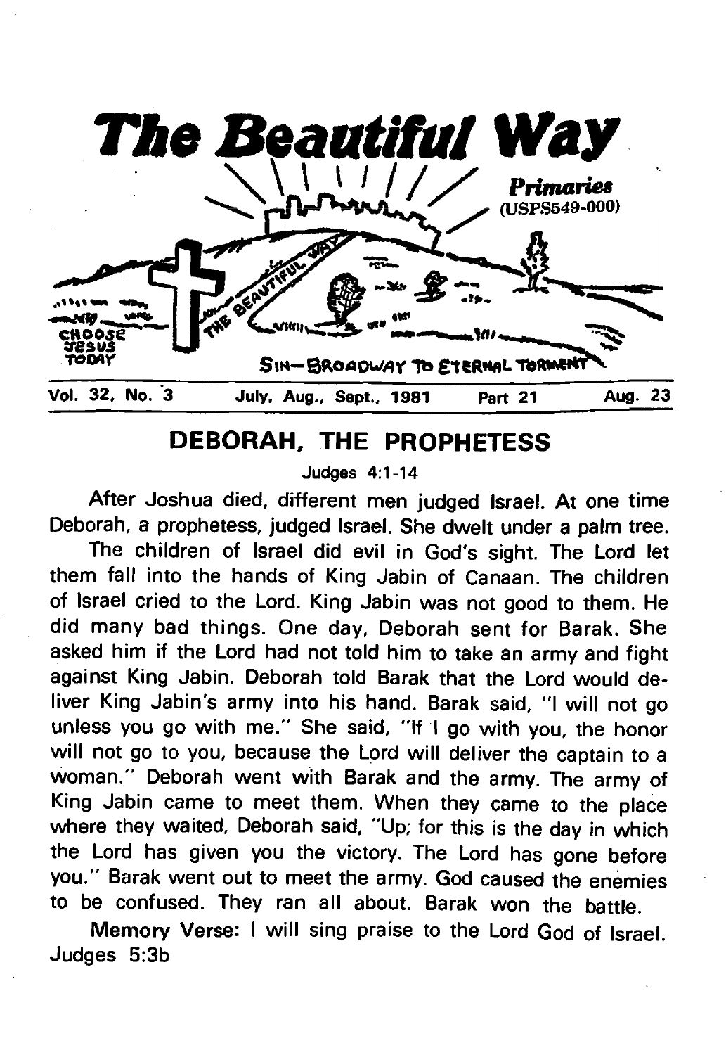# The Beautiful Way

*Primaries*
(USPS549-000)

CHOOSE JESUS TODAY

THE BEAUTIFUL WAY

SIN—BROADWAY TO ETERNAL TORMENT

Vol. 32, No. 3 July, Aug., Sept., 1981 Part 21 Aug. 23

## DEBORAH, THE PROPHETESS

Judges 4:1-14

After Joshua died, different men judged Israel. At one time Deborah, a prophetess, judged Israel. She dwelt under a palm tree.

The children of Israel did evil in God's sight. The Lord let them fall into the hands of King Jabin of Canaan. The children of Israel cried to the Lord. King Jabin was not good to them. He did many bad things. One day, Deborah sent for Barak. She asked him if the Lord had not told him to take an army and fight against King Jabin. Deborah told Barak that the Lord would deliver King Jabin's army into his hand. Barak said, "I will not go unless you go with me." She said, "If I go with you, the honor will not go to you, because the Lord will deliver the captain to a woman." Deborah went with Barak and the army. The army of King Jabin came to meet them. When they came to the place where they waited, Deborah said, "Up; for this is the day in which the Lord has given you the victory. The Lord has gone before you." Barak went out to meet the army. God caused the enemies to be confused. They ran all about. Barak won the battle.

**Memory Verse:** I will sing praise to the Lord God of Israel. Judges 5:3b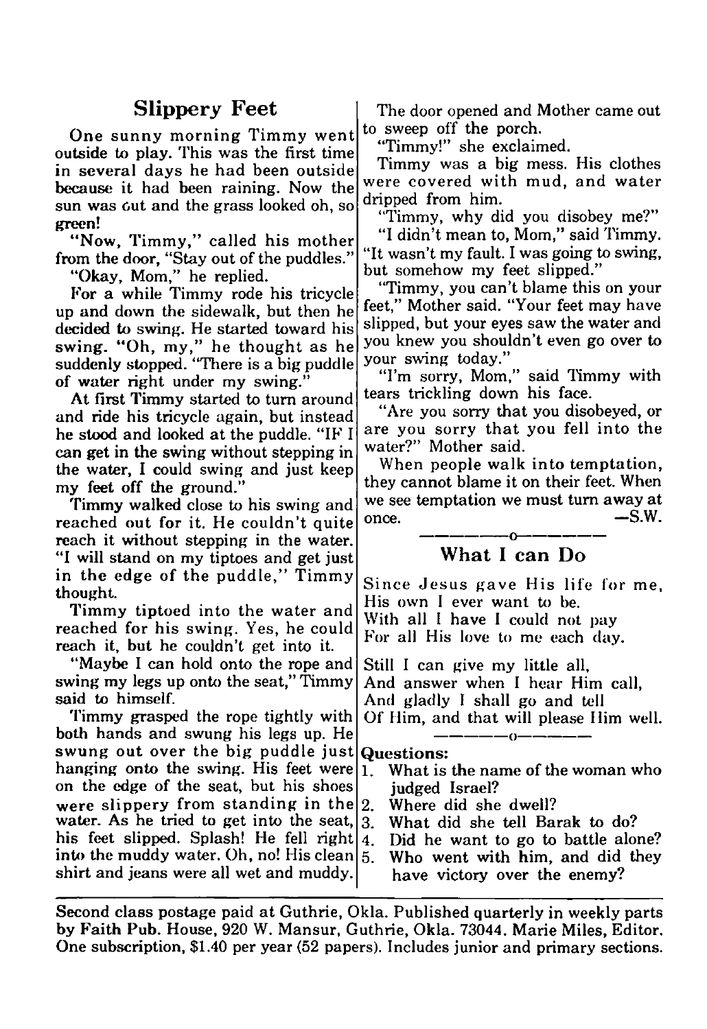## Slippery Feet

One sunny morning Timmy went outside to play. This was the first time in several days he had been outside because it had been raining. Now the sun was out and the grass looked oh, so green!

"Now, Timmy," called his mother from the door, "Stay out of the puddles."

"Okay, Mom," he replied.

For a while Timmy rode his tricycle up and down the sidewalk, but then he decided to swing. He started toward his swing. "Oh, my," he thought as he suddenly stopped. "There is a big puddle of water right under my swing."

At first Timmy started to turn around and ride his tricycle again, but instead he stood and looked at the puddle. "IF I can get in the swing without stepping in the water, I could swing and just keep my feet off the ground."

Timmy walked close to his swing and reached out for it. He couldn't quite reach it without stepping in the water. "I will stand on my tiptoes and get just in the edge of the puddle," Timmy thought.

Timmy tiptoed into the water and reached for his swing. Yes, he could reach it, but he couldn't get into it.

"Maybe I can hold onto the rope and swing my legs up onto the seat," Timmy said to himself.

Timmy grasped the rope tightly with both hands and swung his legs up. He swung out over the big puddle just hanging onto the swing. His feet were on the edge of the seat, but his shoes were slippery from standing in the water. As he tried to get into the seat, his feet slipped. Splash! He fell right into the muddy water. Oh, no! His clean shirt and jeans were all wet and muddy.

The door opened and Mother came out to sweep off the porch.

"Timmy!" she exclaimed.

Timmy was a big mess. His clothes were covered with mud, and water dripped from him.

"Timmy, why did you disobey me?"

"I didn't mean to, Mom," said Timmy. "It wasn't my fault. I was going to swing, but somehow my feet slipped."

"Timmy, you can't blame this on your feet," Mother said. "Your feet may have slipped, but your eyes saw the water and you knew you shouldn't even go over to your swing today."

"I'm sorry, Mom," said Timmy with tears trickling down his face.

"Are you sorry that you disobeyed, or are you sorry that you fell into the water?" Mother said.

When people walk into temptation, they cannot blame it on their feet. When we see temptation we must turn away at once. —S.W.

---

## What I can Do

Since Jesus gave His life for me,
His own I ever want to be.
With all I have I could not pay
For all His love to me each day.

Still I can give my little all,
And answer when I hear Him call,
And gladly I shall go and tell
Of Him, and that will please Him well.

---

**Questions:**

1. What is the name of the woman who judged Israel?
2. Where did she dwell?
3. What did she tell Barak to do?
4. Did he want to go to battle alone?
5. Who went with him, and did they have victory over the enemy?

---

Second class postage paid at Guthrie, Okla. Published quarterly in weekly parts by Faith Pub. House, 920 W. Mansur, Guthrie, Okla. 73044. Marie Miles, Editor. One subscription, $1.40 per year (52 papers). Includes junior and primary sections.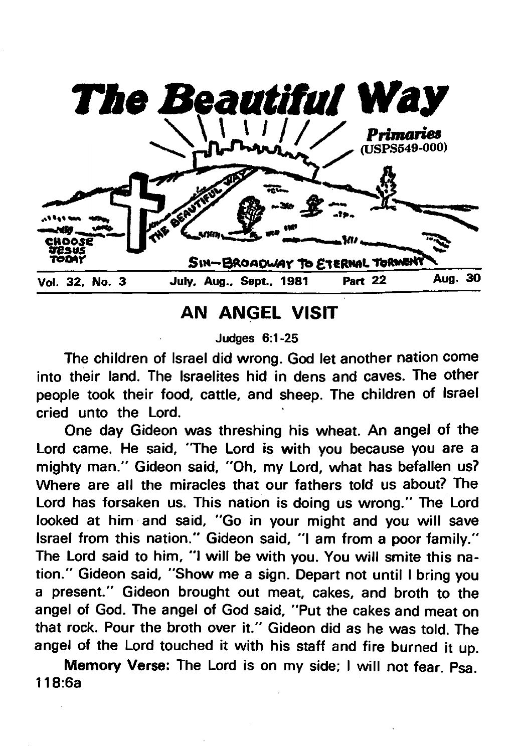# The Beautiful Way

*Primaries*
(USPS549-000)

CHOOSE JESUS TODAY

SIN—BROADWAY TO ETERNAL TORMENT

THE BEAUTIFUL WAY

Vol. 32, No. 3 | July, Aug., Sept., 1981 | Part 22 | Aug. 30

## AN ANGEL VISIT

Judges 6:1-25

The children of Israel did wrong. God let another nation come into their land. The Israelites hid in dens and caves. The other people took their food, cattle, and sheep. The children of Israel cried unto the Lord.

One day Gideon was threshing his wheat. An angel of the Lord came. He said, "The Lord is with you because you are a mighty man." Gideon said, "Oh, my Lord, what has befallen us? Where are all the miracles that our fathers told us about? The Lord has forsaken us. This nation is doing us wrong." The Lord looked at him and said, "Go in your might and you will save Israel from this nation." Gideon said, "I am from a poor family." The Lord said to him, "I will be with you. You will smite this nation." Gideon said, "Show me a sign. Depart not until I bring you a present." Gideon brought out meat, cakes, and broth to the angel of God. The angel of God said, "Put the cakes and meat on that rock. Pour the broth over it." Gideon did as he was told. The angel of the Lord touched it with his staff and fire burned it up.

**Memory Verse:** The Lord is on my side; I will not fear. Psa. 118:6a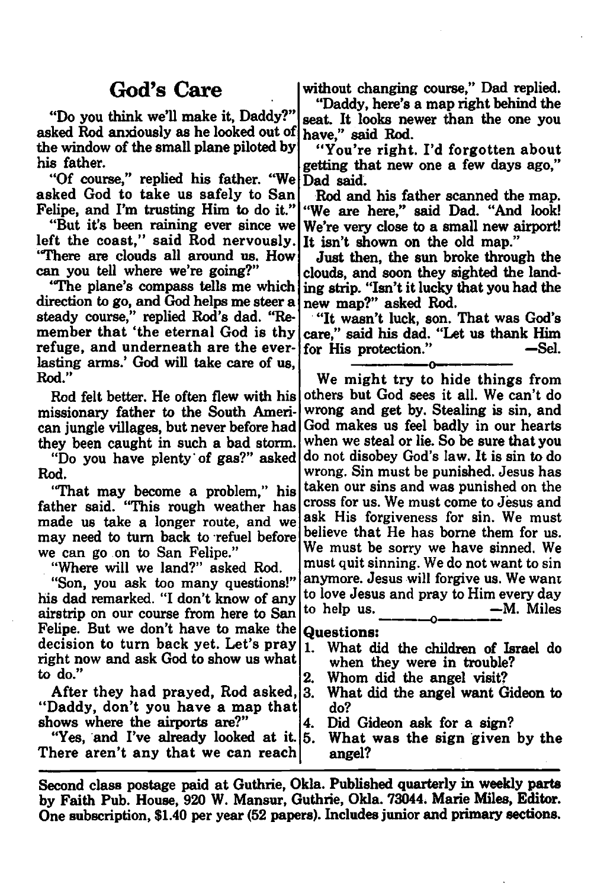## God's Care

"Do you think we'll make it, Daddy?" asked Rod anxiously as he looked out of the window of the small plane piloted by his father.

"Of course," replied his father. "We asked God to take us safely to San Felipe, and I'm trusting Him to do it."

"But it's been raining ever since we left the coast," said Rod nervously. "There are clouds all around us. How can you tell where we're going?"

"The plane's compass tells me which direction to go, and God helps me steer a steady course," replied Rod's dad. "Remember that 'the eternal God is thy refuge, and underneath are the everlasting arms.' God will take care of us, Rod."

Rod felt better. He often flew with his missionary father to the South American jungle villages, but never before had they been caught in such a bad storm.

"Do you have plenty of gas?" asked Rod.

"That may become a problem," his father said. "This rough weather has made us take a longer route, and we may need to turn back to refuel before we can go on to San Felipe."

"Where will we land?" asked Rod.

"Son, you ask too many questions!" his dad remarked. "I don't know of any airstrip on our course from here to San Felipe. But we don't have to make the decision to turn back yet. Let's pray right now and ask God to show us what to do."

After they had prayed, Rod asked, "Daddy, don't you have a map that shows where the airports are?"

"Yes, and I've already looked at it. There aren't any that we can reach without changing course," Dad replied.

"Daddy, here's a map right behind the seat. It looks newer than the one you have," said Rod.

"You're right. I'd forgotten about getting that new one a few days ago," Dad said.

Rod and his father scanned the map. "We are here," said Dad. "And look! We're very close to a small new airport! It isn't shown on the old map."

Just then, the sun broke through the clouds, and soon they sighted the landing strip. "Isn't it lucky that you had the new map?" asked Rod.

"It wasn't luck, son. That was God's care," said his dad. "Let us thank Him for His protection." —Sel.

---

We might try to hide things from others but God sees it all. We can't do wrong and get by. Stealing is sin, and God makes us feel badly in our hearts when we steal or lie. So be sure that you do not disobey God's law. It is sin to do wrong. Sin must be punished. Jesus has taken our sins and was punished on the cross for us. We must come to Jesus and ask His forgiveness for sin. We must believe that He has borne them for us. We must be sorry we have sinned. We must quit sinning. We do not want to sin anymore. Jesus will forgive us. We want to love Jesus and pray to Him every day to help us. —M. Miles

---

**Questions:**

1. What did the children of Israel do when they were in trouble?
2. Whom did the angel visit?
3. What did the angel want Gideon to do?
4. Did Gideon ask for a sign?
5. What was the sign given by the angel?

---

**Second class postage paid at Guthrie, Okla. Published quarterly in weekly parts by Faith Pub. House, 920 W. Mansur, Guthrie, Okla. 73044. Marie Miles, Editor. One subscription, $1.40 per year (52 papers). Includes junior and primary sections.**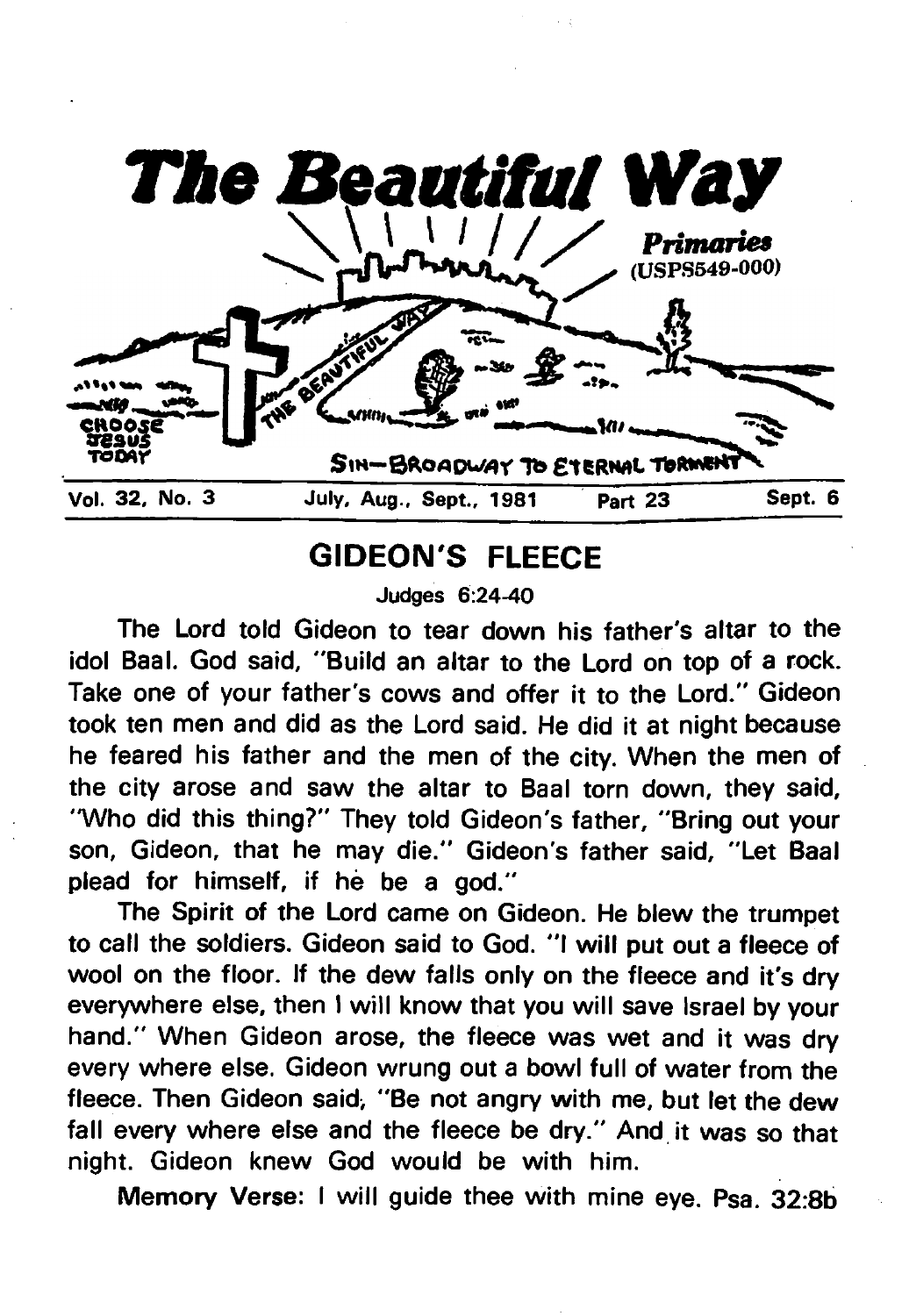# The Beautiful Way

*Primaries*
(USPS549-000)

CHOOSE JESUS TODAY

THE BEAUTIFUL WAY

SIN—BROADWAY TO ETERNAL TORMENT

Vol. 32, No. 3 | July, Aug., Sept., 1981 | Part 23 | Sept. 6

## GIDEON'S FLEECE

Judges 6:24-40

The Lord told Gideon to tear down his father's altar to the idol Baal. God said, "Build an altar to the Lord on top of a rock. Take one of your father's cows and offer it to the Lord." Gideon took ten men and did as the Lord said. He did it at night because he feared his father and the men of the city. When the men of the city arose and saw the altar to Baal torn down, they said, "Who did this thing?" They told Gideon's father, "Bring out your son, Gideon, that he may die." Gideon's father said, "Let Baal plead for himself, if he be a god."

The Spirit of the Lord came on Gideon. He blew the trumpet to call the soldiers. Gideon said to God. "I will put out a fleece of wool on the floor. If the dew falls only on the fleece and it's dry everywhere else, then I will know that you will save Israel by your hand." When Gideon arose, the fleece was wet and it was dry every where else. Gideon wrung out a bowl full of water from the fleece. Then Gideon said, "Be not angry with me, but let the dew fall every where else and the fleece be dry." And it was so that night. Gideon knew God would be with him.

**Memory Verse:** I will guide thee with mine eye. Psa. 32:8b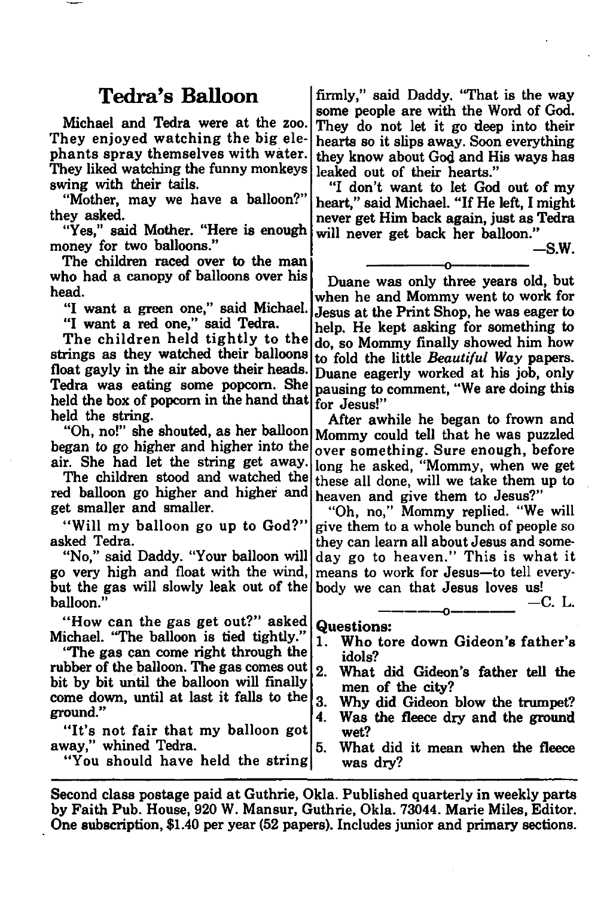## Tedra's Balloon

Michael and Tedra were at the zoo. They enjoyed watching the big elephants spray themselves with water. They liked watching the funny monkeys swing with their tails.

"Mother, may we have a balloon?" they asked.

"Yes," said Mother. "Here is enough money for two balloons."

The children raced over to the man who had a canopy of balloons over his head.

"I want a green one," said Michael.

"I want a red one," said Tedra.

The children held tightly to the strings as they watched their balloons float gayly in the air above their heads. Tedra was eating some popcorn. She held the box of popcorn in the hand that held the string.

"Oh, no!" she shouted, as her balloon began to go higher and higher into the air. She had let the string get away.

The children stood and watched the red balloon go higher and higher and get smaller and smaller.

"Will my balloon go up to God?" asked Tedra.

"No," said Daddy. "Your balloon will go very high and float with the wind, but the gas will slowly leak out of the balloon."

"How can the gas get out?" asked Michael. "The balloon is tied tightly."

"The gas can come right through the rubber of the balloon. The gas comes out bit by bit until the balloon will finally come down, until at last it falls to the ground."

"It's not fair that my balloon got away," whined Tedra.

"You should have held the string firmly," said Daddy. "That is the way some people are with the Word of God. They do not let it go deep into their hearts so it slips away. Soon everything they know about God and His ways has leaked out of their hearts."

"I don't want to let God out of my heart," said Michael. "If He left, I might never get Him back again, just as Tedra will never get back her balloon."

—S.W.

---

Duane was only three years old, but when he and Mommy went to work for Jesus at the Print Shop, he was eager to help. He kept asking for something to do, so Mommy finally showed him how to fold the little *Beautiful Way* papers. Duane eagerly worked at his job, only pausing to comment, "We are doing this for Jesus!"

After awhile he began to frown and Mommy could tell that he was puzzled over something. Sure enough, before long he asked, "Mommy, when we get these all done, will we take them up to heaven and give them to Jesus?"

"Oh, no," Mommy replied. "We will give them to a whole bunch of people so they can learn all about Jesus and someday go to heaven." This is what it means to work for Jesus—to tell everybody we can that Jesus loves us!

—C. L.

---

**Questions:**

1. **Who tore down Gideon's father's idols?**
2. **What did Gideon's father tell the men of the city?**
3. **Why did Gideon blow the trumpet?**
4. **Was the fleece dry and the ground wet?**
5. **What did it mean when the fleece was dry?**

---

**Second class postage paid at Guthrie, Okla. Published quarterly in weekly parts by Faith Pub. House, 920 W. Mansur, Guthrie, Okla. 73044. Marie Miles, Editor. One subscription, $1.40 per year (52 papers). Includes junior and primary sections.**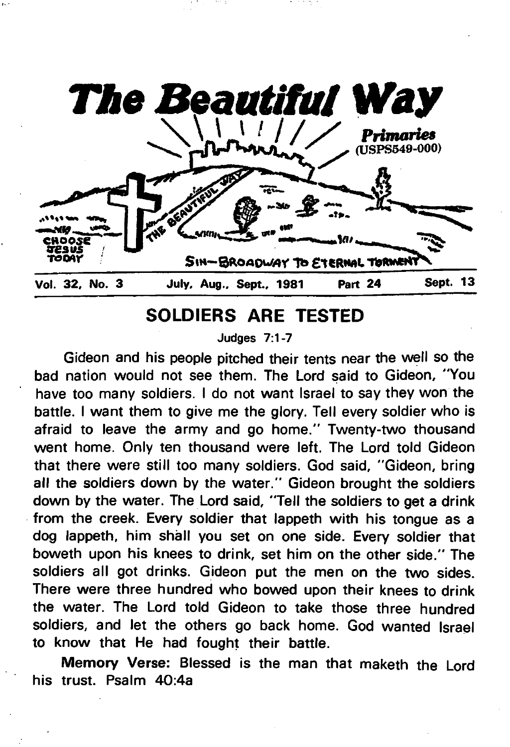# The Beautiful Way

*Primaries* (USPS549-000)

Vol. 32, No. 3 | July, Aug., Sept., 1981 | Part 24 | Sept. 13

## SOLDIERS ARE TESTED

Judges 7:1-7

Gideon and his people pitched their tents near the well so the bad nation would not see them. The Lord said to Gideon, "You have too many soldiers. I do not want Israel to say they won the battle. I want them to give me the glory. Tell every soldier who is afraid to leave the army and go home." Twenty-two thousand went home. Only ten thousand were left. The Lord told Gideon that there were still too many soldiers. God said, "Gideon, bring all the soldiers down by the water." Gideon brought the soldiers down by the water. The Lord said, "Tell the soldiers to get a drink from the creek. Every soldier that lappeth with his tongue as a dog lappeth, him shall you set on one side. Every soldier that boweth upon his knees to drink, set him on the other side." The soldiers all got drinks. Gideon put the men on the two sides. There were three hundred who bowed upon their knees to drink the water. The Lord told Gideon to take those three hundred soldiers, and let the others go back home. God wanted Israel to know that He had fought their battle.

**Memory Verse:** Blessed is the man that maketh the Lord his trust. Psalm 40:4a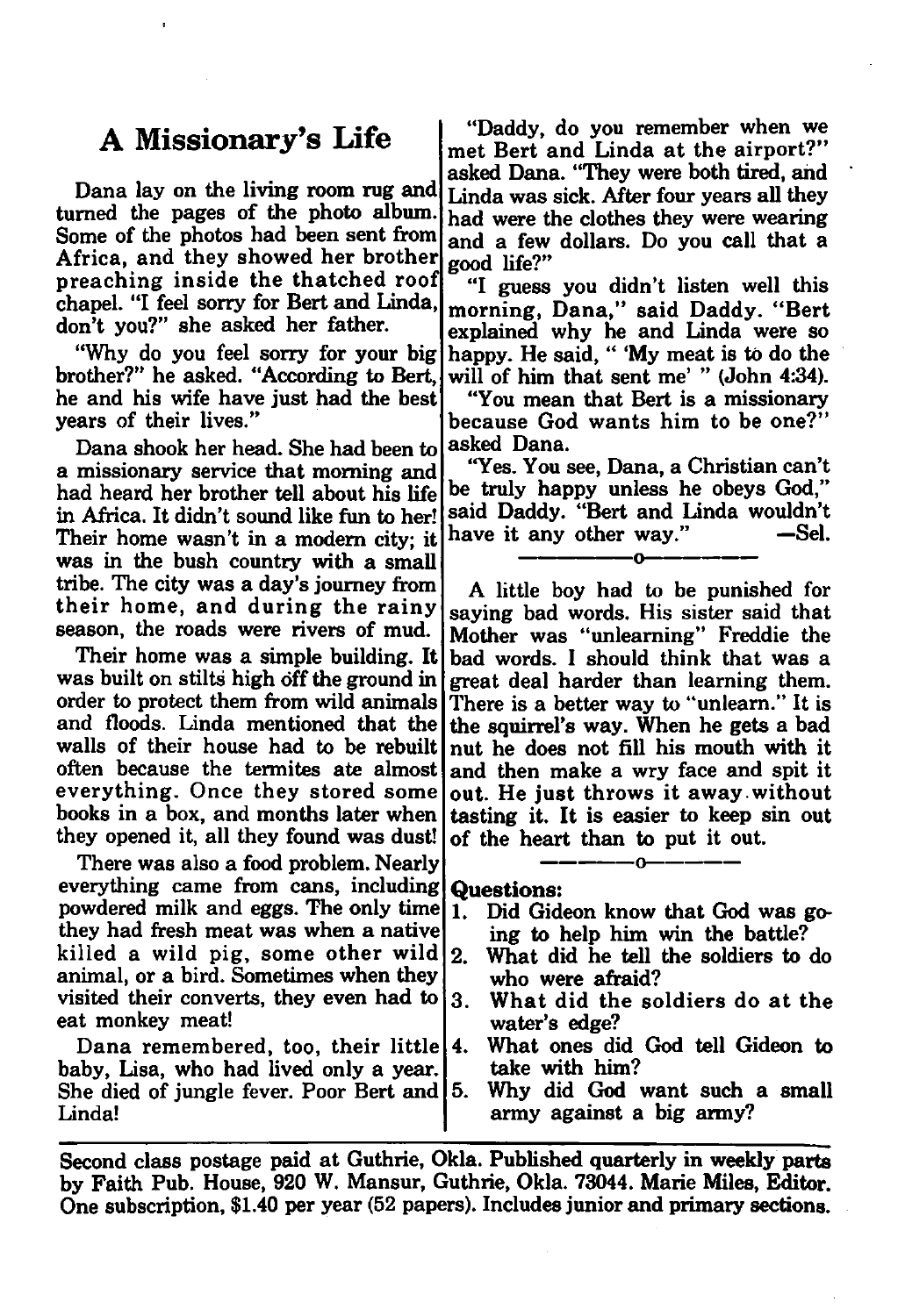## A Missionary's Life

Dana lay on the living room rug and turned the pages of the photo album. Some of the photos had been sent from Africa, and they showed her brother preaching inside the thatched roof chapel. "I feel sorry for Bert and Linda, don't you?" she asked her father.

"Why do you feel sorry for your big brother?" he asked. "According to Bert, he and his wife have just had the best years of their lives."

Dana shook her head. She had been to a missionary service that morning and had heard her brother tell about his life in Africa. It didn't sound like fun to her! Their home wasn't in a modern city; it was in the bush country with a small tribe. The city was a day's journey from their home, and during the rainy season, the roads were rivers of mud.

Their home was a simple building. It was built on stilts high off the ground in order to protect them from wild animals and floods. Linda mentioned that the walls of their house had to be rebuilt often because the termites ate almost everything. Once they stored some books in a box, and months later when they opened it, all they found was dust!

There was also a food problem. Nearly everything came from cans, including powdered milk and eggs. The only time they had fresh meat was when a native killed a wild pig, some other wild animal, or a bird. Sometimes when they visited their converts, they even had to eat monkey meat!

Dana remembered, too, their little baby, Lisa, who had lived only a year. She died of jungle fever. Poor Bert and Linda!

"Daddy, do you remember when we met Bert and Linda at the airport?" asked Dana. "They were both tired, and Linda was sick. After four years all they had were the clothes they were wearing and a few dollars. Do you call that a good life?"

"I guess you didn't listen well this morning, Dana," said Daddy. "Bert explained why he and Linda were so happy. He said, " 'My meat is to do the will of him that sent me' " (John 4:34).

"You mean that Bert is a missionary because God wants him to be one?" asked Dana.

"Yes. You see, Dana, a Christian can't be truly happy unless he obeys God," said Daddy. "Bert and Linda wouldn't have it any other way." —Sel.

---

A little boy had to be punished for saying bad words. His sister said that Mother was "unlearning" Freddie the bad words. I should think that was a great deal harder than learning them. There is a better way to "unlearn." It is the squirrel's way. When he gets a bad nut he does not fill his mouth with it and then make a wry face and spit it out. He just throws it away without tasting it. It is easier to keep sin out of the heart than to put it out.

---

**Questions:**

1. Did Gideon know that God was going to help him win the battle?
2. What did he tell the soldiers to do who were afraid?
3. What did the soldiers do at the water's edge?
4. What ones did God tell Gideon to take with him?
5. Why did God want such a small army against a big army?

---

**Second class postage paid at Guthrie, Okla. Published quarterly in weekly parts by Faith Pub. House, 920 W. Mansur, Guthrie, Okla. 73044. Marie Miles, Editor. One subscription, $1.40 per year (52 papers). Includes junior and primary sections.**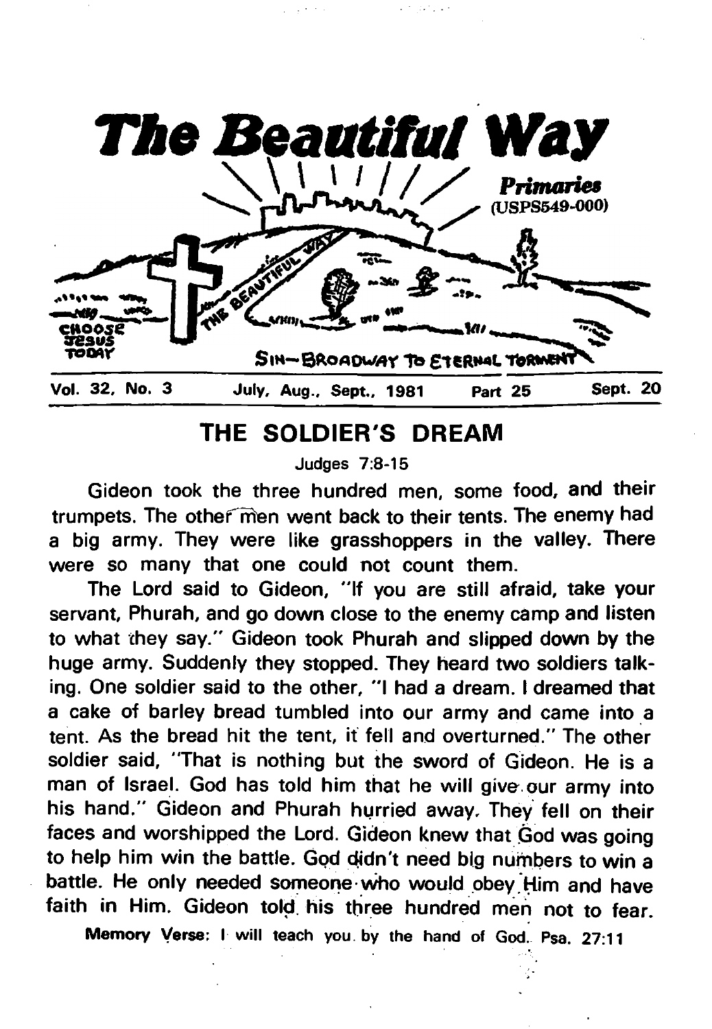# *The Beautiful Way*

*Primaries*
(USPS549-000)

CHOOSE JESUS TODAY

SIN—BROADWAY TO ETERNAL TORMENT

THE BEAUTIFUL WAY

Vol. 32, No. 3 | July, Aug., Sept., 1981 | Part 25 | Sept. 20

## THE SOLDIER'S DREAM

Judges 7:8-15

Gideon took the three hundred men, some food, and their trumpets. The other men went back to their tents. The enemy had a big army. They were like grasshoppers in the valley. There were so many that one could not count them.

The Lord said to Gideon, "If you are still afraid, take your servant, Phurah, and go down close to the enemy camp and listen to what they say." Gideon took Phurah and slipped down by the huge army. Suddenly they stopped. They heard two soldiers talking. One soldier said to the other, "I had a dream. I dreamed that a cake of barley bread tumbled into our army and came into a tent. As the bread hit the tent, it fell and overturned." The other soldier said, "That is nothing but the sword of Gideon. He is a man of Israel. God has told him that he will give our army into his hand." Gideon and Phurah hurried away. They fell on their faces and worshipped the Lord. Gideon knew that God was going to help him win the battle. God didn't need big numbers to win a battle. He only needed someone who would obey Him and have faith in Him. Gideon told his three hundred men not to fear.

**Memory Verse:** I will teach you by the hand of God. Psa. 27:11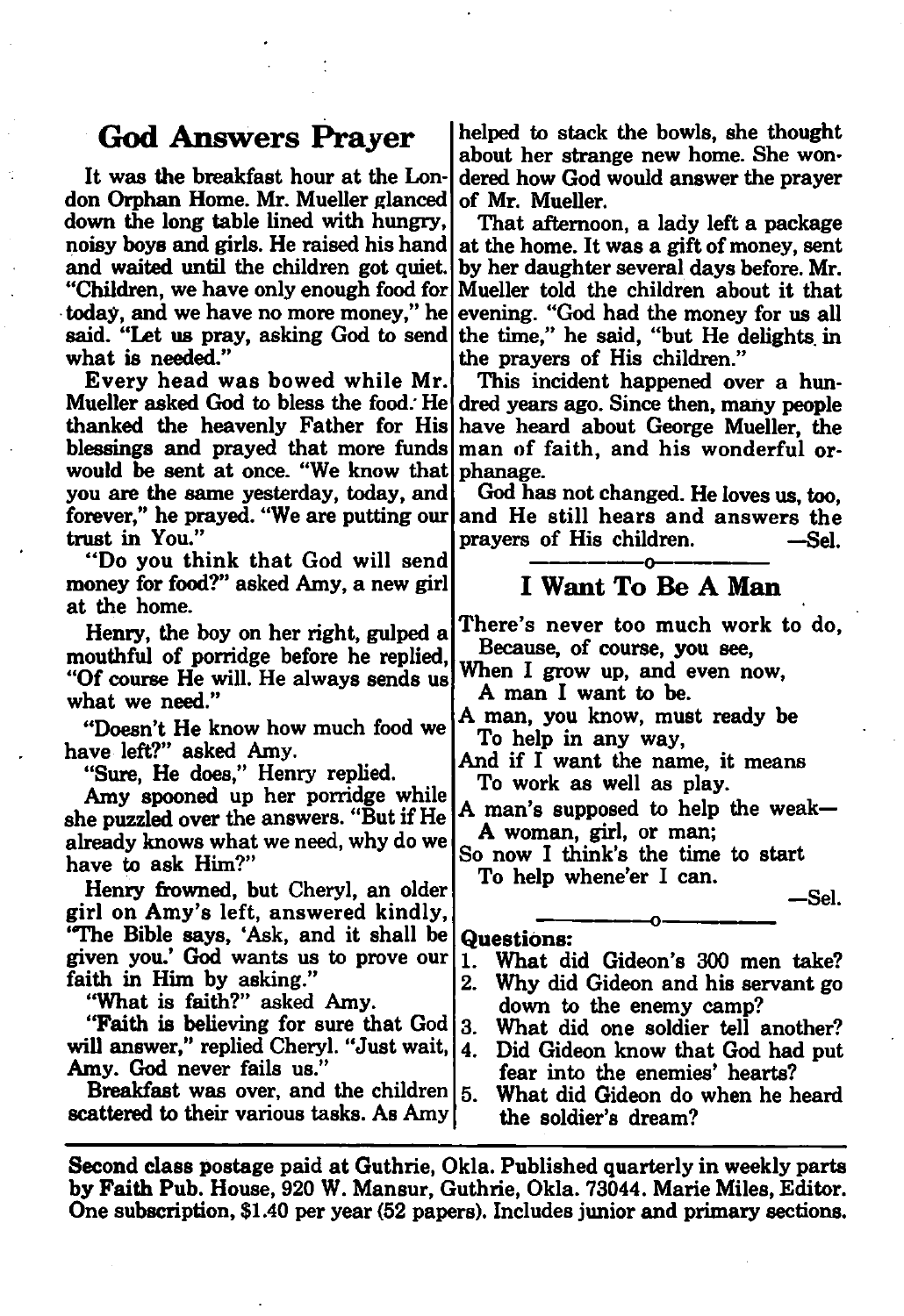## God Answers Prayer

It was the breakfast hour at the London Orphan Home. Mr. Mueller glanced down the long table lined with hungry, noisy boys and girls. He raised his hand and waited until the children got quiet. "Children, we have only enough food for today, and we have no more money," he said. "Let us pray, asking God to send what is needed."

Every head was bowed while Mr. Mueller asked God to bless the food. He thanked the heavenly Father for His blessings and prayed that more funds would be sent at once. "We know that you are the same yesterday, today, and forever," he prayed. "We are putting our trust in You."

"Do you think that God will send money for food?" asked Amy, a new girl at the home.

Henry, the boy on her right, gulped a mouthful of porridge before he replied, "Of course He will. He always sends us what we need."

"Doesn't He know how much food we have left?" asked Amy.

"Sure, He does," Henry replied.

Amy spooned up her porridge while she puzzled over the answers. "But if He already knows what we need, why do we have to ask Him?"

Henry frowned, but Cheryl, an older girl on Amy's left, answered kindly, "The Bible says, 'Ask, and it shall be given you.' God wants us to prove our faith in Him by asking."

"What is faith?" asked Amy.

"Faith is believing for sure that God will answer," replied Cheryl. "Just wait, Amy. God never fails us."

Breakfast was over, and the children scattered to their various tasks. As Amy helped to stack the bowls, she thought about her strange new home. She wondered how God would answer the prayer of Mr. Mueller.

That afternoon, a lady left a package at the home. It was a gift of money, sent by her daughter several days before. Mr. Mueller told the children about it that evening. "God had the money for us all the time," he said, "but He delights in the prayers of His children."

This incident happened over a hundred years ago. Since then, many people have heard about George Mueller, the man of faith, and his wonderful orphanage.

God has not changed. He loves us, too, and He still hears and answers the prayers of His children. —Sel.

---

## I Want To Be A Man

There's never too much work to do,
  Because, of course, you see,
When I grow up, and even now,
  A man I want to be.

A man, you know, must ready be
  To help in any way,
And if I want the name, it means
  To work as well as play.

A man's supposed to help the weak—
  A woman, girl, or man;
So now I think's the time to start
  To help whene'er I can.

—Sel.

---

**Questions:**

1. What did Gideon's 300 men take?
2. Why did Gideon and his servant go down to the enemy camp?
3. What did one soldier tell another?
4. Did Gideon know that God had put fear into the enemies' hearts?
5. What did Gideon do when he heard the soldier's dream?

---

**Second class postage paid at Guthrie, Okla. Published quarterly in weekly parts by Faith Pub. House, 920 W. Mansur, Guthrie, Okla. 73044. Marie Miles, Editor. One subscription, $1.40 per year (52 papers). Includes junior and primary sections.**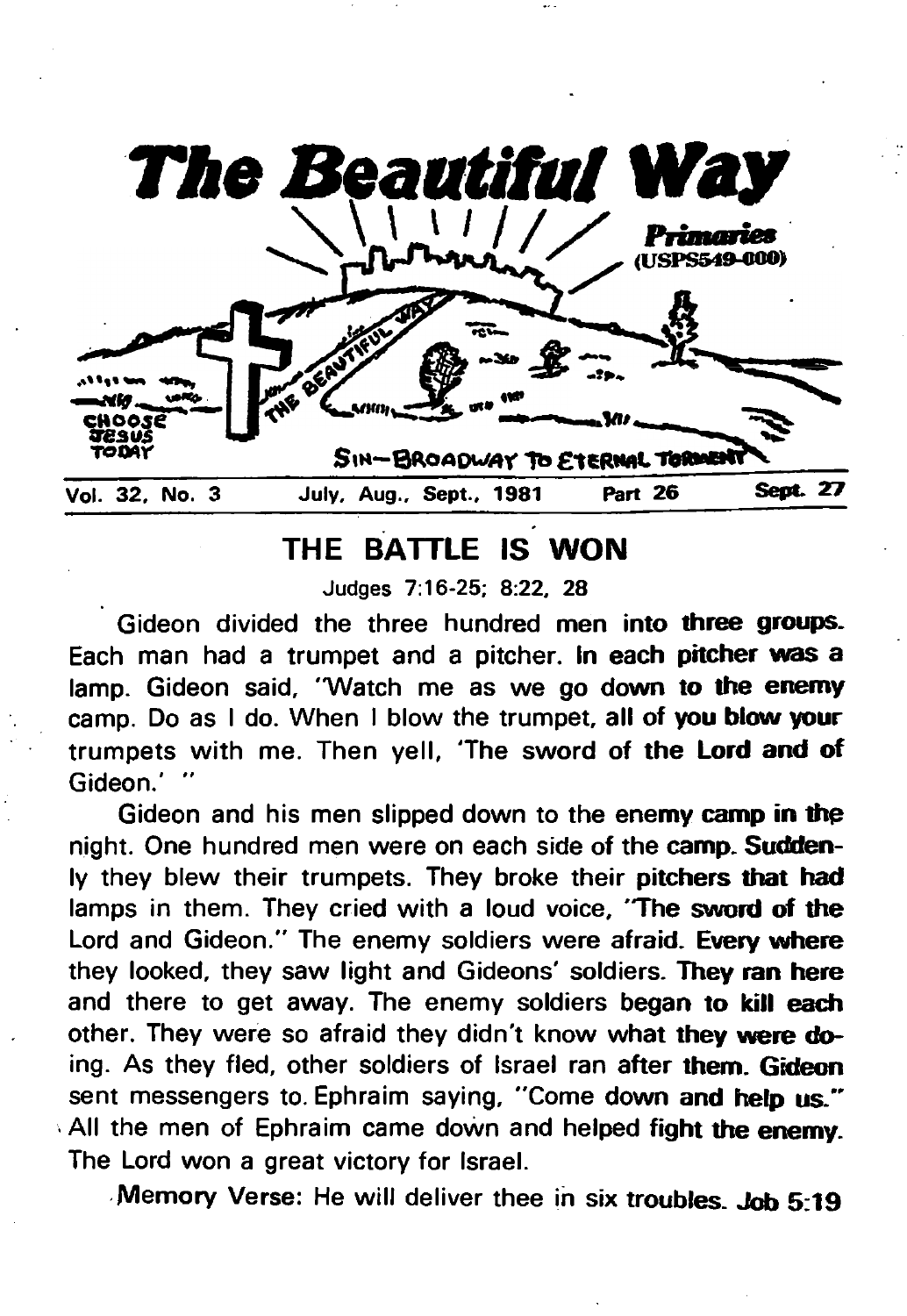# The Beautiful Way

*Primaries* (USPS549-000)

CHOOSE JESUS TODAY

SIN—BROADWAY TO ETERNAL TORMENT

Vol. 32, No. 3 | July, Aug., Sept., 1981 | Part 26 | Sept. 27

## THE BATTLE IS WON

Judges 7:16-25; 8:22, 28

Gideon divided the three hundred men into three groups. Each man had a trumpet and a pitcher. In each pitcher was a lamp. Gideon said, "Watch me as we go down to the enemy camp. Do as I do. When I blow the trumpet, all of you blow your trumpets with me. Then yell, 'The sword of the Lord and of Gideon.' "

Gideon and his men slipped down to the enemy camp in the night. One hundred men were on each side of the camp. Suddenly they blew their trumpets. They broke their pitchers that had lamps in them. They cried with a loud voice, "The sword of the Lord and Gideon." The enemy soldiers were afraid. Every where they looked, they saw light and Gideons' soldiers. They ran here and there to get away. The enemy soldiers began to kill each other. They were so afraid they didn't know what they were doing. As they fled, other soldiers of Israel ran after them. Gideon sent messengers to Ephraim saying, "Come down and help us." All the men of Ephraim came down and helped fight the enemy. The Lord won a great victory for Israel.

Memory Verse: He will deliver thee in six troubles. Job 5:19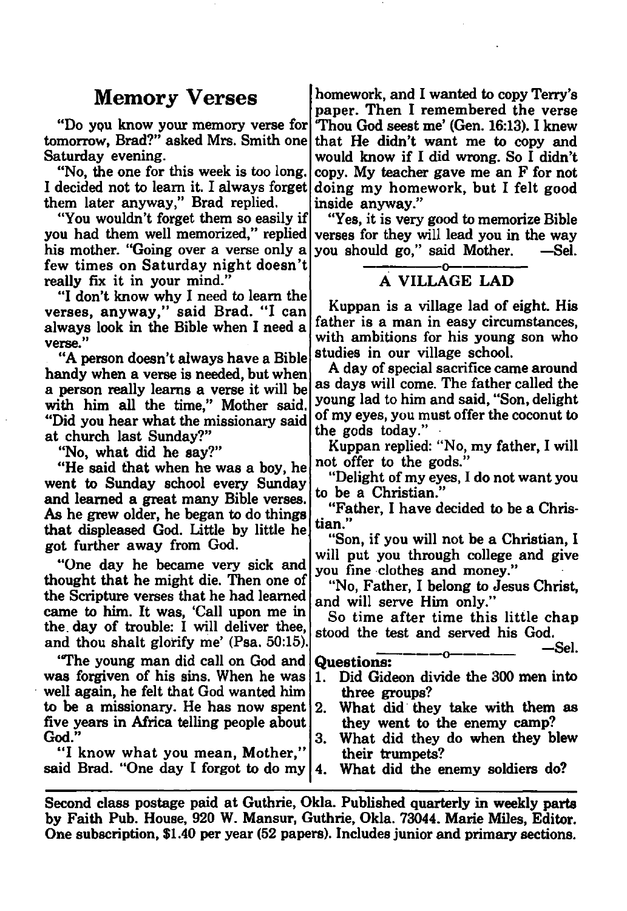## Memory Verses

"Do you know your memory verse for tomorrow, Brad?" asked Mrs. Smith one Saturday evening.

"No, the one for this week is too long. I decided not to learn it. I always forget them later anyway," Brad replied.

"You wouldn't forget them so easily if you had them well memorized," replied his mother. "Going over a verse only a few times on Saturday night doesn't really fix it in your mind."

"I don't know why I need to learn the verses, anyway," said Brad. "I can always look in the Bible when I need a verse."

"A person doesn't always have a Bible handy when a verse is needed, but when a person really learns a verse it will be with him all the time," Mother said. "Did you hear what the missionary said at church last Sunday?"

"No, what did he say?"

"He said that when he was a boy, he went to Sunday school every Sunday and learned a great many Bible verses. As he grew older, he began to do things that displeased God. Little by little he got further away from God.

"One day he became very sick and thought that he might die. Then one of the Scripture verses that he had learned came to him. It was, 'Call upon me in the day of trouble: I will deliver thee, and thou shalt glorify me' (Psa. 50:15).

"The young man did call on God and was forgiven of his sins. When he was well again, he felt that God wanted him to be a missionary. He has now spent five years in Africa telling people about God."

"I know what you mean, Mother," said Brad. "One day I forgot to do my homework, and I wanted to copy Terry's paper. Then I remembered the verse 'Thou God seest me' (Gen. 16:13). I knew that He didn't want me to copy and would know if I did wrong. So I didn't copy. My teacher gave me an F for not doing my homework, but I felt good inside anyway."

"Yes, it is very good to memorize Bible verses for they will lead you in the way you should go," said Mother. —Sel.

---

## A VILLAGE LAD

Kuppan is a village lad of eight. His father is a man in easy circumstances, with ambitions for his young son who studies in our village school.

A day of special sacrifice came around as days will come. The father called the young lad to him and said, "Son, delight of my eyes, you must offer the coconut to the gods today."

Kuppan replied: "No, my father, I will not offer to the gods."

"Delight of my eyes, I do not want you to be a Christian."

"Father, I have decided to be a Christian."

"Son, if you will not be a Christian, I will put you through college and give you fine clothes and money."

"No, Father, I belong to Jesus Christ, and will serve Him only."

So time after time this little chap stood the test and served his God. —Sel.

---

**Questions:**

1. Did Gideon divide the 300 men into three groups?
2. What did they take with them as they went to the enemy camp?
3. What did they do when they blew their trumpets?
4. What did the enemy soldiers do?

---

**Second class postage paid at Guthrie, Okla. Published quarterly in weekly parts by Faith Pub. House, 920 W. Mansur, Guthrie, Okla. 73044. Marie Miles, Editor. One subscription, $1.40 per year (52 papers). Includes junior and primary sections.**